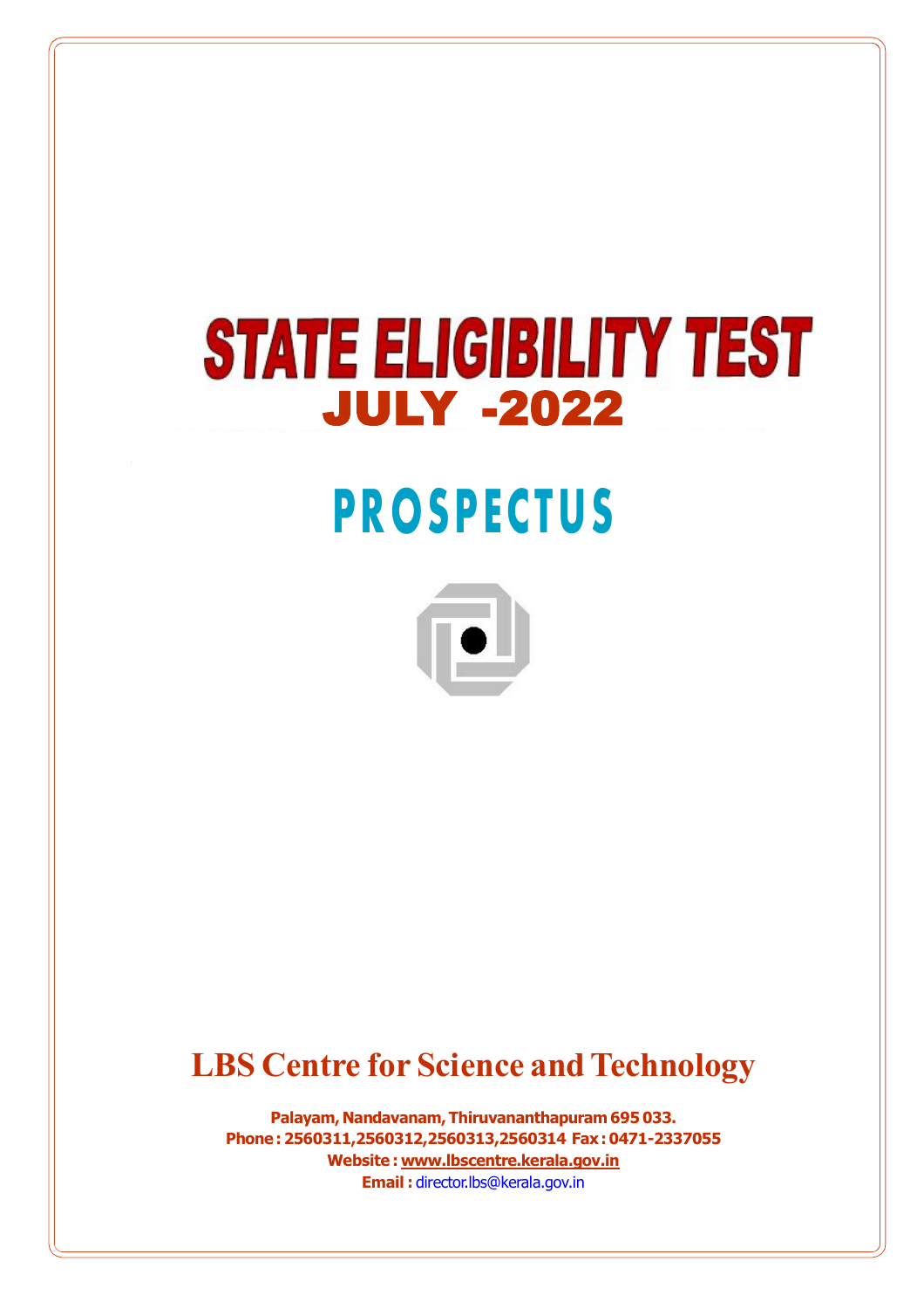# STATE ELIGIBILITY TEST

## JULY -2022

# PROSPECTUS

## LBS Centre for Science and Technology

**Palayam, Nandavanam, Thiruvananthapuram 695 033.**
**Phone : 2560311,2560312,2560313,2560314 Fax : 0471-2337055**
**Website : www.lbscentre.kerala.gov.in**
**Email :** director.lbs@kerala.gov.in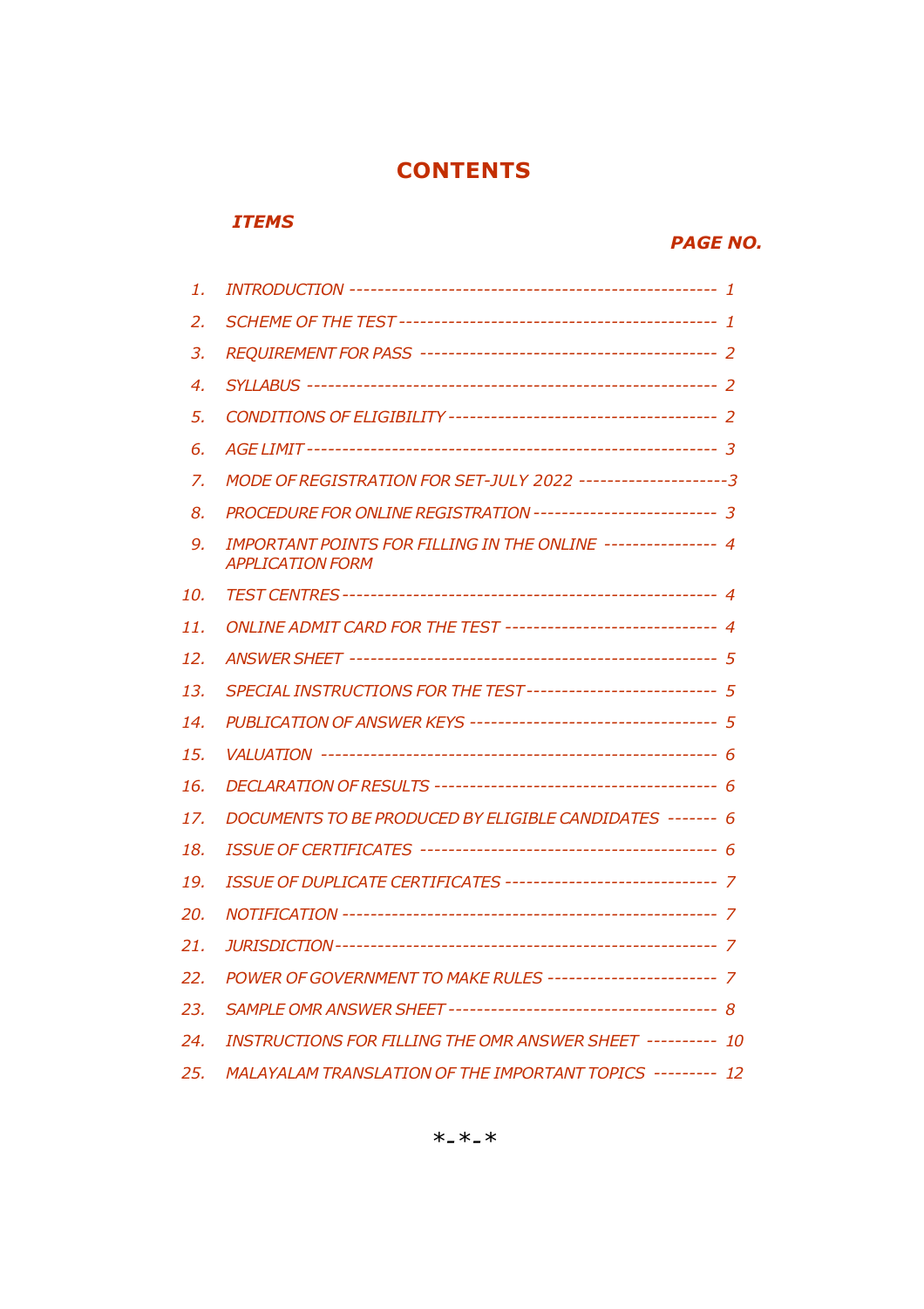# CONTENTS

| ITEMS | | PAGE NO. |
|---|---|---|
| 1. | INTRODUCTION | 1 |
| 2. | SCHEME OF THE TEST | 1 |
| 3. | REQUIREMENT FOR PASS | 2 |
| 4. | SYLLABUS | 2 |
| 5. | CONDITIONS OF ELIGIBILITY | 2 |
| 6. | AGE LIMIT | 3 |
| 7. | MODE OF REGISTRATION FOR SET-JULY 2022 | 3 |
| 8. | PROCEDURE FOR ONLINE REGISTRATION | 3 |
| 9. | IMPORTANT POINTS FOR FILLING IN THE ONLINE APPLICATION FORM | 4 |
| 10. | TEST CENTRES | 4 |
| 11. | ONLINE ADMIT CARD FOR THE TEST | 4 |
| 12. | ANSWER SHEET | 5 |
| 13. | SPECIAL INSTRUCTIONS FOR THE TEST | 5 |
| 14. | PUBLICATION OF ANSWER KEYS | 5 |
| 15. | VALUATION | 6 |
| 16. | DECLARATION OF RESULTS | 6 |
| 17. | DOCUMENTS TO BE PRODUCED BY ELIGIBLE CANDIDATES | 6 |
| 18. | ISSUE OF CERTIFICATES | 6 |
| 19. | ISSUE OF DUPLICATE CERTIFICATES | 7 |
| 20. | NOTIFICATION | 7 |
| 21. | JURISDICTION | 7 |
| 22. | POWER OF GOVERNMENT TO MAKE RULES | 7 |
| 23. | SAMPLE OMR ANSWER SHEET | 8 |
| 24. | INSTRUCTIONS FOR FILLING THE OMR ANSWER SHEET | 10 |
| 25. | MALAYALAM TRANSLATION OF THE IMPORTANT TOPICS | 12 |

*-*-*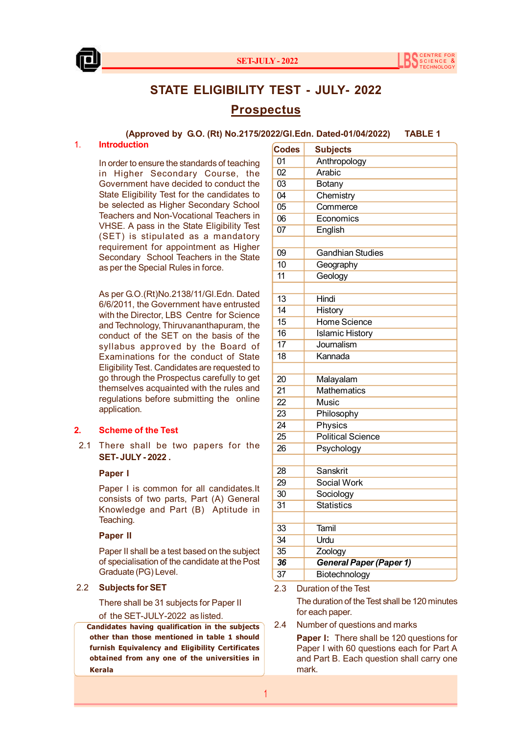# STATE ELIGIBILITY TEST - JULY- 2022

## Prospectus

**(Approved by G.O. (Rt) No.2175/2022/Gl.Edn. Dated-01/04/2022)**

### 1. Introduction

In order to ensure the standards of teaching in Higher Secondary Course, the Government have decided to conduct the State Eligibility Test for the candidates to be selected as Higher Secondary School Teachers and Non-Vocational Teachers in VHSE. A pass in the State Eligibility Test (SET) is stipulated as a mandatory requirement for appointment as Higher Secondary School Teachers in the State as per the Special Rules in force.

As per G.O.(Rt)No.2138/11/Gl.Edn. Dated 6/6/2011, the Government have entrusted with the Director, LBS Centre for Science and Technology, Thiruvananthapuram, the conduct of the SET on the basis of the syllabus approved by the Board of Examinations for the conduct of State Eligibility Test. Candidates are requested to go through the Prospectus carefully to get themselves acquainted with the rules and regulations before submitting the online application.

### 2. Scheme of the Test

2.1 There shall be two papers for the **SET- JULY - 2022 .**

**Paper I**

Paper I is common for all candidates.It consists of two parts, Part (A) General Knowledge and Part (B) Aptitude in Teaching.

**Paper II**

Paper II shall be a test based on the subject of specialisation of the candidate at the Post Graduate (PG) Level.

2.2 **Subjects for SET**

There shall be 31 subjects for Paper II of the SET-JULY-2022 as listed.

**Candidates having qualification in the subjects other than those mentioned in table 1 should furnish Equivalency and Eligibility Certificates obtained from any one of the universities in Kerala**

**TABLE 1**

| Codes | Subjects |
|---|---|
| 01 | Anthropology |
| 02 | Arabic |
| 03 | Botany |
| 04 | Chemistry |
| 05 | Commerce |
| 06 | Economics |
| 07 | English |
| | |
| 09 | Gandhian Studies |
| 10 | Geography |
| 11 | Geology |
| | |
| 13 | Hindi |
| 14 | History |
| 15 | Home Science |
| 16 | Islamic History |
| 17 | Journalism |
| 18 | Kannada |
| | |
| 20 | Malayalam |
| 21 | Mathematics |
| 22 | Music |
| 23 | Philosophy |
| 24 | Physics |
| 25 | Political Science |
| 26 | Psychology |
| | |
| 28 | Sanskrit |
| 29 | Social Work |
| 30 | Sociology |
| 31 | Statistics |
| | |
| 33 | Tamil |
| 34 | Urdu |
| 35 | Zoology |
| ***36*** | ***General Paper (Paper 1)*** |
| 37 | Biotechnology |

2.3 Duration of the Test

The duration of the Test shall be 120 minutes for each paper.

2.4 Number of questions and marks

**Paper I:** There shall be 120 questions for Paper I with 60 questions each for Part A and Part B. Each question shall carry one mark.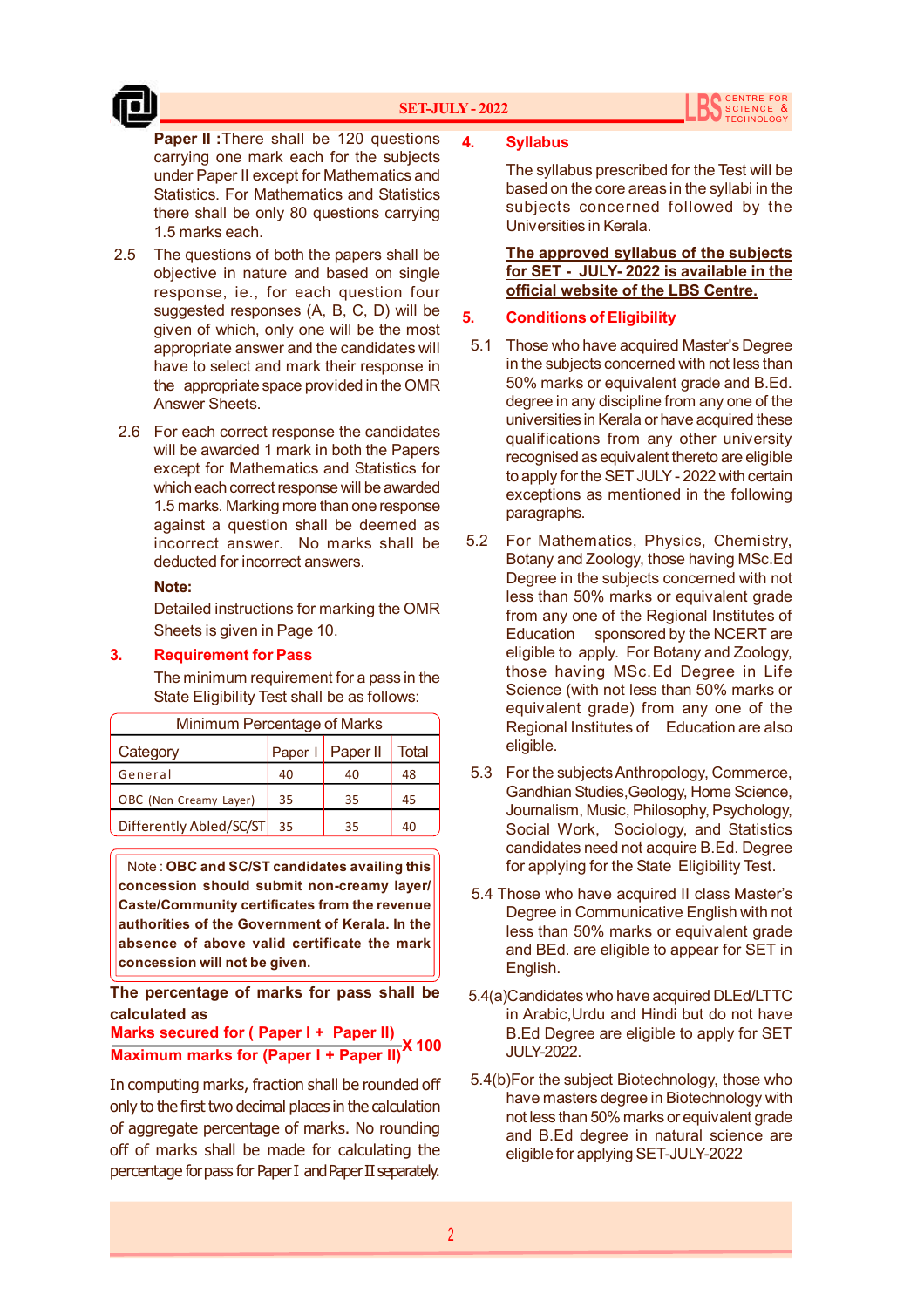**Paper II :** There shall be 120 questions carrying one mark each for the subjects under Paper II except for Mathematics and Statistics. For Mathematics and Statistics there shall be only 80 questions carrying 1.5 marks each.

2.5 The questions of both the papers shall be objective in nature and based on single response, ie., for each question four suggested responses (A, B, C, D) will be given of which, only one will be the most appropriate answer and the candidates will have to select and mark their response in the appropriate space provided in the OMR Answer Sheets.

2.6 For each correct response the candidates will be awarded 1 mark in both the Papers except for Mathematics and Statistics for which each correct response will be awarded 1.5 marks. Marking more than one response against a question shall be deemed as incorrect answer. No marks shall be deducted for incorrect answers.

**Note:**

Detailed instructions for marking the OMR Sheets is given in Page 10.

## 3. Requirement for Pass

The minimum requirement for a pass in the State Eligibility Test shall be as follows:

| Minimum Percentage of Marks | | | |
|---|---|---|---|
| Category | Paper I | Paper II | Total |
| General | 40 | 40 | 48 |
| OBC (Non Creamy Layer) | 35 | 35 | 45 |
| Differently Abled/SC/ST | 35 | 35 | 40 |

Note : **OBC and SC/ST candidates availing this concession should submit non-creamy layer/ Caste/Community certificates from the revenue authorities of the Government of Kerala. In the absence of above valid certificate the mark concession will not be given.**

**The percentage of marks for pass shall be calculated as**

$$\frac{\text{Marks secured for ( Paper I + Paper II)}}{\text{Maximum marks for (Paper I + Paper II)}} \times 100$$

In computing marks, fraction shall be rounded off only to the first two decimal places in the calculation of aggregate percentage of marks. No rounding off of marks shall be made for calculating the percentage for pass for Paper I and Paper II separately.

## 4. Syllabus

The syllabus prescribed for the Test will be based on the core areas in the syllabi in the subjects concerned followed by the Universities in Kerala.

**The approved syllabus of the subjects for SET - JULY- 2022 is available in the official website of the LBS Centre.**

## 5. Conditions of Eligibility

5.1 Those who have acquired Master's Degree in the subjects concerned with not less than 50% marks or equivalent grade and B.Ed. degree in any discipline from any one of the universities in Kerala or have acquired these qualifications from any other university recognised as equivalent thereto are eligible to apply for the SET JULY - 2022 with certain exceptions as mentioned in the following paragraphs.

5.2 For Mathematics, Physics, Chemistry, Botany and Zoology, those having MSc.Ed Degree in the subjects concerned with not less than 50% marks or equivalent grade from any one of the Regional Institutes of Education sponsored by the NCERT are eligible to apply. For Botany and Zoology, those having MSc.Ed Degree in Life Science (with not less than 50% marks or equivalent grade) from any one of the Regional Institutes of Education are also eligible.

5.3 For the subjects Anthropology, Commerce, Gandhian Studies, Geology, Home Science, Journalism, Music, Philosophy, Psychology, Social Work, Sociology, and Statistics candidates need not acquire B.Ed. Degree for applying for the State Eligibility Test.

5.4 Those who have acquired II class Master's Degree in Communicative English with not less than 50% marks or equivalent grade and BEd. are eligible to appear for SET in English.

5.4(a) Candidates who have acquired DLEd/LTTC in Arabic, Urdu and Hindi but do not have B.Ed Degree are eligible to apply for SET JULY-2022.

5.4(b) For the subject Biotechnology, those who have masters degree in Biotechnology with not less than 50% marks or equivalent grade and B.Ed degree in natural science are eligible for applying SET-JULY-2022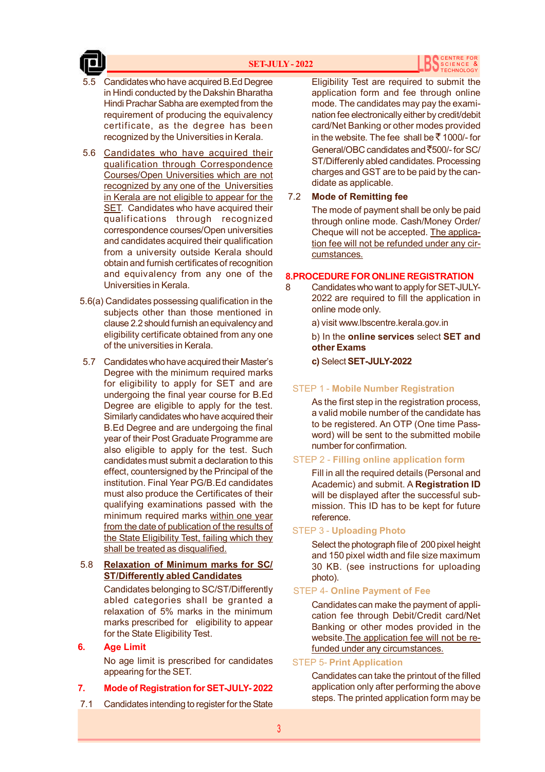5.5 Candidates who have acquired B.Ed Degree in Hindi conducted by the Dakshin Bharatha Hindi Prachar Sabha are exempted from the requirement of producing the equivalency certificate, as the degree has been recognized by the Universities in Kerala.

5.6 Candidates who have acquired their qualification through Correspondence Courses/Open Universities which are not recognized by any one of the Universities in Kerala are not eligible to appear for the SET. Candidates who have acquired their qualifications through recognized correspondence courses/Open universities and candidates acquired their qualification from a university outside Kerala should obtain and furnish certificates of recognition and equivalency from any one of the Universities in Kerala.

5.6(a) Candidates possessing qualification in the subjects other than those mentioned in clause 2.2 should furnish an equivalency and eligibility certificate obtained from any one of the universities in Kerala.

5.7 Candidates who have acquired their Master's Degree with the minimum required marks for eligibility to apply for SET and are undergoing the final year course for B.Ed Degree are eligible to apply for the test. Similarly candidates who have acquired their B.Ed Degree and are undergoing the final year of their Post Graduate Programme are also eligible to apply for the test. Such candidates must submit a declaration to this effect, countersigned by the Principal of the institution. Final Year PG/B.Ed candidates must also produce the Certificates of their qualifying examinations passed with the minimum required marks within one year from the date of publication of the results of the State Eligibility Test, failing which they shall be treated as disqualified.

5.8 **Relaxation of Minimum marks for SC/ST/Differently abled Candidates**

Candidates belonging to SC/ST/Differently abled categories shall be granted a relaxation of 5% marks in the minimum marks prescribed for eligibility to appear for the State Eligibility Test.

## 6. Age Limit

No age limit is prescribed for candidates appearing for the SET.

## 7. Mode of Registration for SET-JULY- 2022

7.1 Candidates intending to register for the State Eligibility Test are required to submit the application form and fee through online mode. The candidates may pay the examination fee electronically either by credit/debit card/Net Banking or other modes provided in the website. The fee shall be ₹ 1000/- for General/OBC candidates and ₹500/- for SC/ST/Differenly abled candidates. Processing charges and GST are to be paid by the candidate as applicable.

7.2 **Mode of Remitting fee**

The mode of payment shall be only be paid through online mode. Cash/Money Order/Cheque will not be accepted. The application fee will not be refunded under any circumstances.

## 8.PROCEDURE FOR ONLINE REGISTRATION

8 Candidates who want to apply for SET-JULY-2022 are required to fill the application in online mode only.

a) visit www.lbscentre.kerala.gov.in

b) In the **online services** select **SET and other Exams**

c) Select **SET-JULY-2022**

### STEP 1 - Mobile Number Registration

As the first step in the registration process, a valid mobile number of the candidate has to be registered. An OTP (One time Password) will be sent to the submitted mobile number for confirmation.

### STEP 2 - Filling online application form

Fill in all the required details (Personal and Academic) and submit. A **Registration ID** will be displayed after the successful submission. This ID has to be kept for future reference.

### STEP 3 - Uploading Photo

Select the photograph file of 200 pixel height and 150 pixel width and file size maximum 30 KB. (see instructions for uploading photo).

### STEP 4- Online Payment of Fee

Candidates can make the payment of application fee through Debit/Credit card/Net Banking or other modes provided in the website. The application fee will not be refunded under any circumstances.

### STEP 5- Print Application

Candidates can take the printout of the filled application only after performing the above steps. The printed application form may be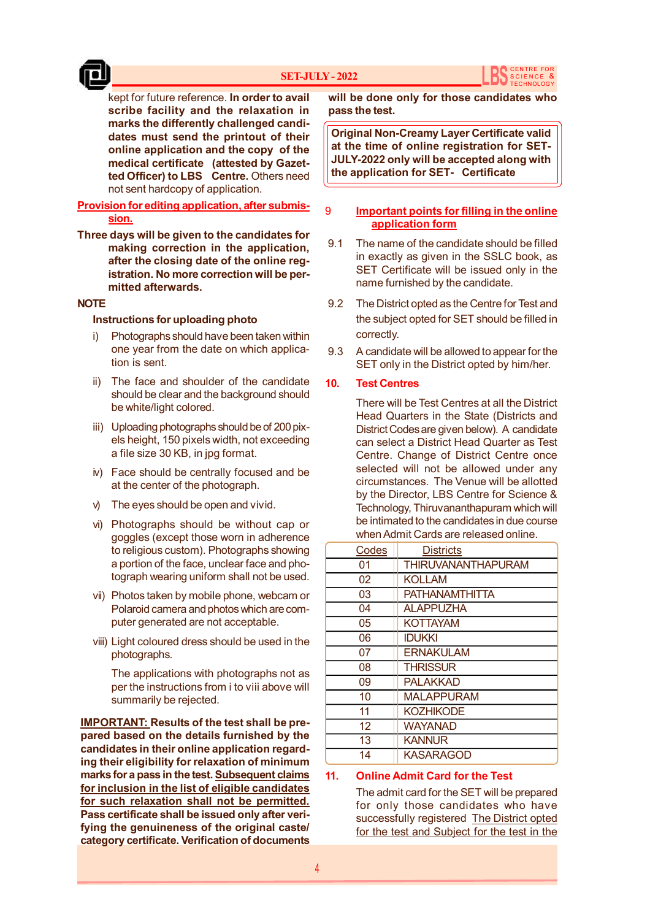kept for future reference. **In order to avail scribe facility and the relaxation in marks the differently challenged candidates must send the printout of their online application and the copy of the medical certificate (attested by Gazetted Officer) to LBS Centre.** Others need not sent hardcopy of application.

**Provision for editing application, after submission.**

**Three days will be given to the candidates for making correction in the application, after the closing date of the online registration. No more correction will be permitted afterwards.**

**NOTE**

**Instructions for uploading photo**

i) Photographs should have been taken within one year from the date on which application is sent.

ii) The face and shoulder of the candidate should be clear and the background should be white/light colored.

iii) Uploading photographs should be of 200 pixels height, 150 pixels width, not exceeding a file size 30 KB, in jpg format.

iv) Face should be centrally focused and be at the center of the photograph.

v) The eyes should be open and vivid.

vi) Photographs should be without cap or goggles (except those worn in adherence to religious custom). Photographs showing a portion of the face, unclear face and photograph wearing uniform shall not be used.

vii) Photos taken by mobile phone, webcam or Polaroid camera and photos which are computer generated are not acceptable.

viii) Light coloured dress should be used in the photographs.

The applications with photographs not as per the instructions from i to viii above will summarily be rejected.

**IMPORTANT: Results of the test shall be prepared based on the details furnished by the candidates in their online application regarding their eligibility for relaxation of minimum marks for a pass in the test. Subsequent claims for inclusion in the list of eligible candidates for such relaxation shall not be permitted. Pass certificate shall be issued only after verifying the genuineness of the original caste/ category certificate. Verification of documents will be done only for those candidates who pass the test.**

**Original Non-Creamy Layer Certificate valid at the time of online registration for SET-JULY-2022 only will be accepted along with the application for SET- Certificate**

## 9 Important points for filling in the online application form

9.1 The name of the candidate should be filled in exactly as given in the SSLC book, as SET Certificate will be issued only in the name furnished by the candidate.

9.2 The District opted as the Centre for Test and the subject opted for SET should be filled in correctly.

9.3 A candidate will be allowed to appear for the SET only in the District opted by him/her.

## 10. Test Centres

There will be Test Centres at all the District Head Quarters in the State (Districts and District Codes are given below). A candidate can select a District Head Quarter as Test Centre. Change of District Centre once selected will not be allowed under any circumstances. The Venue will be allotted by the Director, LBS Centre for Science & Technology, Thiruvananthapuram which will be intimated to the candidates in due course when Admit Cards are released online.

| Codes | Districts |
|---|---|
| 01 | THIRUVANANTHAPURAM |
| 02 | KOLLAM |
| 03 | PATHANAMTHITTA |
| 04 | ALAPPUZHA |
| 05 | KOTTAYAM |
| 06 | IDUKKI |
| 07 | ERNAKULAM |
| 08 | THRISSUR |
| 09 | PALAKKAD |
| 10 | MALAPPURAM |
| 11 | KOZHIKODE |
| 12 | WAYANAD |
| 13 | KANNUR |
| 14 | KASARAGOD |

## 11. Online Admit Card for the Test

The admit card for the SET will be prepared for only those candidates who have successfully registered The District opted for the test and Subject for the test in the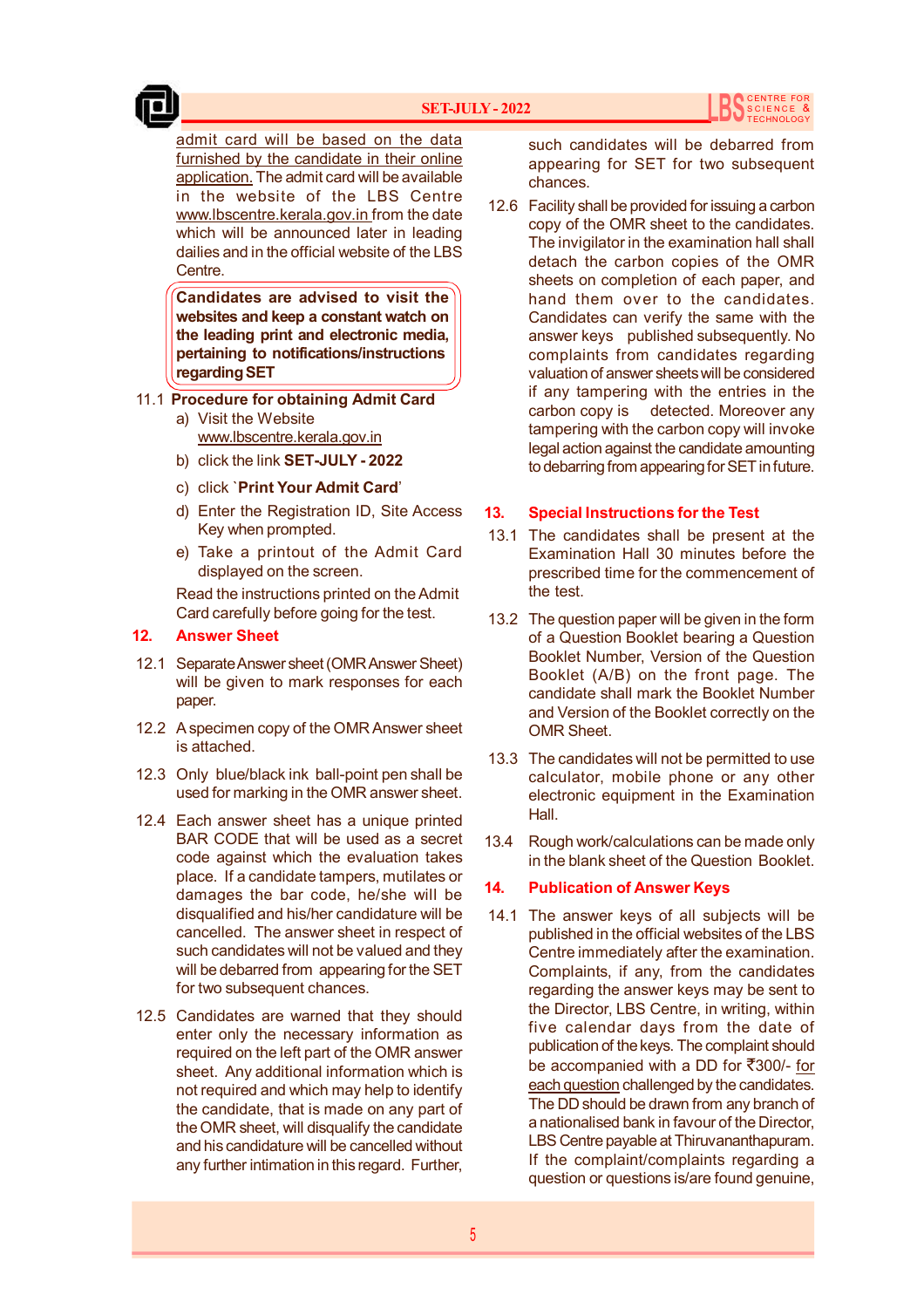admit card will be based on the data furnished by the candidate in their online application. The admit card will be available in the website of the LBS Centre www.lbscentre.kerala.gov.in from the date which will be announced later in leading dailies and in the official website of the LBS Centre.

**Candidates are advised to visit the websites and keep a constant watch on the leading print and electronic media, pertaining to notifications/instructions regarding SET**

11.1 **Procedure for obtaining Admit Card**

a) Visit the Website www.lbscentre.kerala.gov.in

b) click the link **SET-JULY - 2022**

c) click `**Print Your Admit Card**'

d) Enter the Registration ID, Site Access Key when prompted.

e) Take a printout of the Admit Card displayed on the screen.

Read the instructions printed on the Admit Card carefully before going for the test.

## 12. Answer Sheet

12.1 Separate Answer sheet (OMR Answer Sheet) will be given to mark responses for each paper.

12.2 A specimen copy of the OMR Answer sheet is attached.

12.3 Only blue/black ink ball-point pen shall be used for marking in the OMR answer sheet.

12.4 Each answer sheet has a unique printed BAR CODE that will be used as a secret code against which the evaluation takes place. If a candidate tampers, mutilates or damages the bar code, he/she will be disqualified and his/her candidature will be cancelled. The answer sheet in respect of such candidates will not be valued and they will be debarred from appearing for the SET for two subsequent chances.

12.5 Candidates are warned that they should enter only the necessary information as required on the left part of the OMR answer sheet. Any additional information which is not required and which may help to identify the candidate, that is made on any part of the OMR sheet, will disqualify the candidate and his candidature will be cancelled without any further intimation in this regard. Further, such candidates will be debarred from appearing for SET for two subsequent chances.

12.6 Facility shall be provided for issuing a carbon copy of the OMR sheet to the candidates. The invigilator in the examination hall shall detach the carbon copies of the OMR sheets on completion of each paper, and hand them over to the candidates. Candidates can verify the same with the answer keys published subsequently. No complaints from candidates regarding valuation of answer sheets will be considered if any tampering with the entries in the carbon copy is detected. Moreover any tampering with the carbon copy will invoke legal action against the candidate amounting to debarring from appearing for SET in future.

## 13. Special Instructions for the Test

13.1 The candidates shall be present at the Examination Hall 30 minutes before the prescribed time for the commencement of the test.

13.2 The question paper will be given in the form of a Question Booklet bearing a Question Booklet Number, Version of the Question Booklet (A/B) on the front page. The candidate shall mark the Booklet Number and Version of the Booklet correctly on the OMR Sheet.

13.3 The candidates will not be permitted to use calculator, mobile phone or any other electronic equipment in the Examination Hall.

13.4 Rough work/calculations can be made only in the blank sheet of the Question Booklet.

## 14. Publication of Answer Keys

14.1 The answer keys of all subjects will be published in the official websites of the LBS Centre immediately after the examination. Complaints, if any, from the candidates regarding the answer keys may be sent to the Director, LBS Centre, in writing, within five calendar days from the date of publication of the keys. The complaint should be accompanied with a DD for ₹300/- for each question challenged by the candidates. The DD should be drawn from any branch of a nationalised bank in favour of the Director, LBS Centre payable at Thiruvananthapuram. If the complaint/complaints regarding a question or questions is/are found genuine,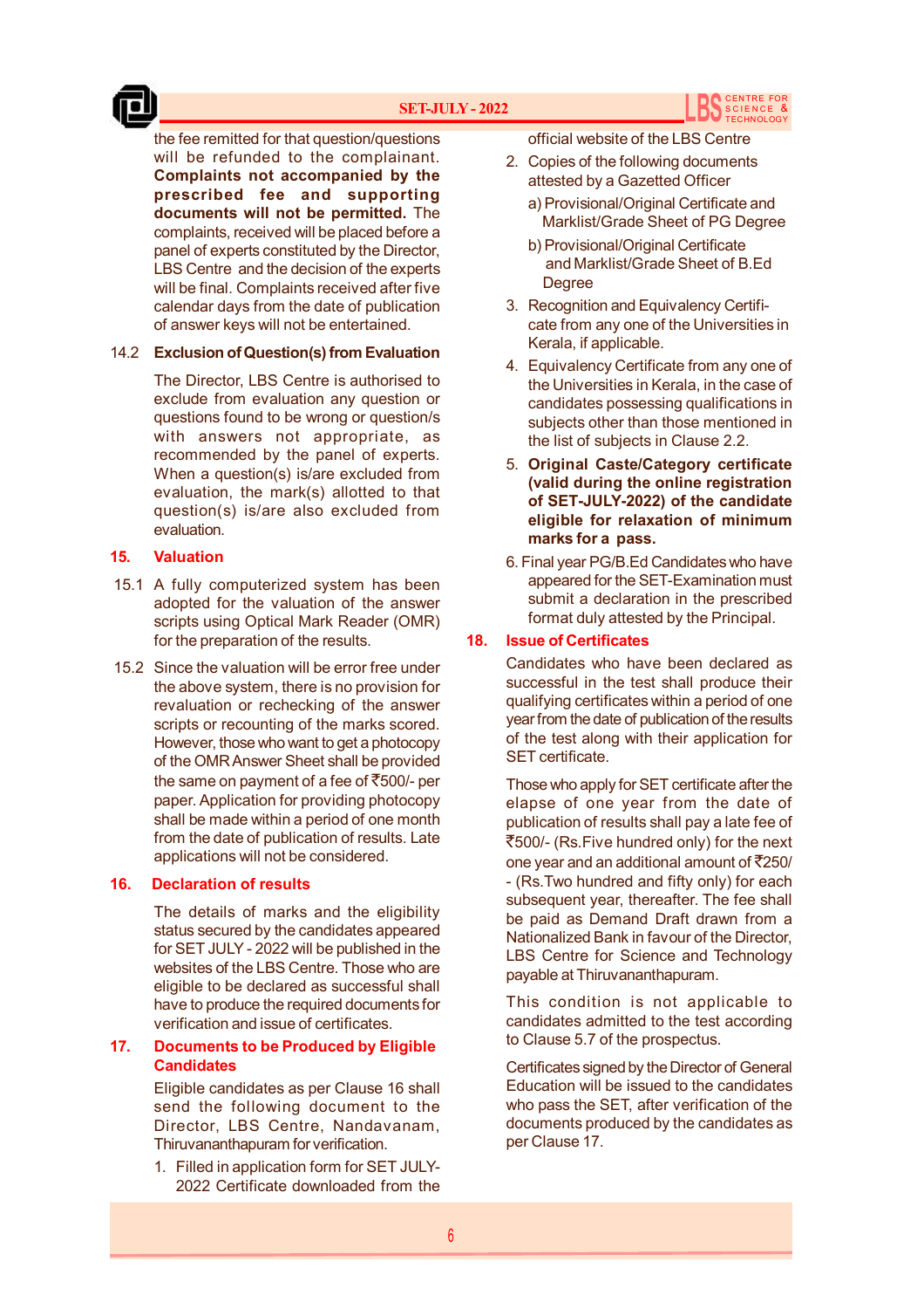the fee remitted for that question/questions will be refunded to the complainant. **Complaints not accompanied by the prescribed fee and supporting documents will not be permitted.** The complaints, received will be placed before a panel of experts constituted by the Director, LBS Centre and the decision of the experts will be final. Complaints received after five calendar days from the date of publication of answer keys will not be entertained.

14.2 **Exclusion of Question(s) from Evaluation**

The Director, LBS Centre is authorised to exclude from evaluation any question or questions found to be wrong or question/s with answers not appropriate, as recommended by the panel of experts. When a question(s) is/are excluded from evaluation, the mark(s) allotted to that question(s) is/are also excluded from evaluation.

## 15. Valuation

15.1 A fully computerized system has been adopted for the valuation of the answer scripts using Optical Mark Reader (OMR) for the preparation of the results.

15.2 Since the valuation will be error free under the above system, there is no provision for revaluation or rechecking of the answer scripts or recounting of the marks scored. However, those who want to get a photocopy of the OMR Answer Sheet shall be provided the same on payment of a fee of ₹500/- per paper. Application for providing photocopy shall be made within a period of one month from the date of publication of results. Late applications will not be considered.

## 16. Declaration of results

The details of marks and the eligibility status secured by the candidates appeared for SET JULY - 2022 will be published in the websites of the LBS Centre. Those who are eligible to be declared as successful shall have to produce the required documents for verification and issue of certificates.

## 17. Documents to be Produced by Eligible Candidates

Eligible candidates as per Clause 16 shall send the following document to the Director, LBS Centre, Nandavanam, Thiruvananthapuram for verification.

1. Filled in application form for SET JULY-2022 Certificate downloaded from the official website of the LBS Centre
2. Copies of the following documents attested by a Gazetted Officer
   - a) Provisional/Original Certificate and Marklist/Grade Sheet of PG Degree
   - b) Provisional/Original Certificate and Marklist/Grade Sheet of B.Ed Degree
3. Recognition and Equivalency Certificate from any one of the Universities in Kerala, if applicable.
4. Equivalency Certificate from any one of the Universities in Kerala, in the case of candidates possessing qualifications in subjects other than those mentioned in the list of subjects in Clause 2.2.
5. **Original Caste/Category certificate (valid during the online registration of SET-JULY-2022) of the candidate eligible for relaxation of minimum marks for a pass.**
6. Final year PG/B.Ed Candidates who have appeared for the SET-Examination must submit a declaration in the prescribed format duly attested by the Principal.

## 18. Issue of Certificates

Candidates who have been declared as successful in the test shall produce their qualifying certificates within a period of one year from the date of publication of the results of the test along with their application for SET certificate.

Those who apply for SET certificate after the elapse of one year from the date of publication of results shall pay a late fee of ₹500/- (Rs.Five hundred only) for the next one year and an additional amount of ₹250/- (Rs.Two hundred and fifty only) for each subsequent year, thereafter. The fee shall be paid as Demand Draft drawn from a Nationalized Bank in favour of the Director, LBS Centre for Science and Technology payable at Thiruvananthapuram.

This condition is not applicable to candidates admitted to the test according to Clause 5.7 of the prospectus.

Certificates signed by the Director of General Education will be issued to the candidates who pass the SET, after verification of the documents produced by the candidates as per Clause 17.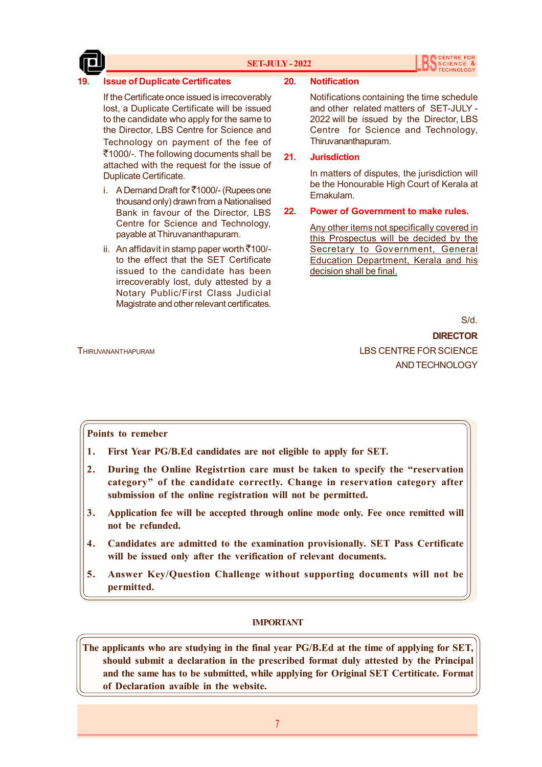## 19. Issue of Duplicate Certificates

If the Certificate once issued is irrecoverably lost, a Duplicate Certificate will be issued to the candidate who apply for the same to the Director, LBS Centre for Science and Technology on payment of the fee of ₹1000/-. The following documents shall be attached with the request for the issue of Duplicate Certificate.

i. A Demand Draft for ₹1000/- (Rupees one thousand only) drawn from a Nationalised Bank in favour of the Director, LBS Centre for Science and Technology, payable at Thiruvananthapuram.

ii. An affidavit in stamp paper worth ₹100/- to the effect that the SET Certificate issued to the candidate has been irrecoverably lost, duly attested by a Notary Public/First Class Judicial Magistrate and other relevant certificates.

## 20. Notification

Notifications containing the time schedule and other related matters of SET-JULY - 2022 will be issued by the Director, LBS Centre for Science and Technology, Thiruvananthapuram.

## 21. Jurisdiction

In matters of disputes, the jurisdiction will be the Honourable High Court of Kerala at Ernakulam.

## 22. Power of Government to make rules.

<u>Any other items not specifically covered in this Prospectus will be decided by the Secretary to Government, General Education Department, Kerala and his decision shall be final.</u>

S/d.

**DIRECTOR**

LBS CENTRE FOR SCIENCE AND TECHNOLOGY

THIRUVANANTHAPURAM

**Points to remeber**

1. **First Year PG/B.Ed candidates are not eligible to apply for SET.**
2. **During the Online Registrtion care must be taken to specify the "reservation category" of the candidate correctly. Change in reservation category after submission of the online registration will not be permitted.**
3. **Application fee will be accepted through online mode only. Fee once remitted will not be refunded.**
4. **Candidates are admitted to the examination provisionally. SET Pass Certificate will be issued only after the verification of relevant documents.**
5. **Answer Key/Question Challenge without supporting documents will not be permitted.**

**IMPORTANT**

**The applicants who are studying in the final year PG/B.Ed at the time of applying for SET, should submit a declaration in the prescribed format duly attested by the Principal and the same has to be submitted, while applying for Original SET Certiticate. Format of Declaration avaible in the website.**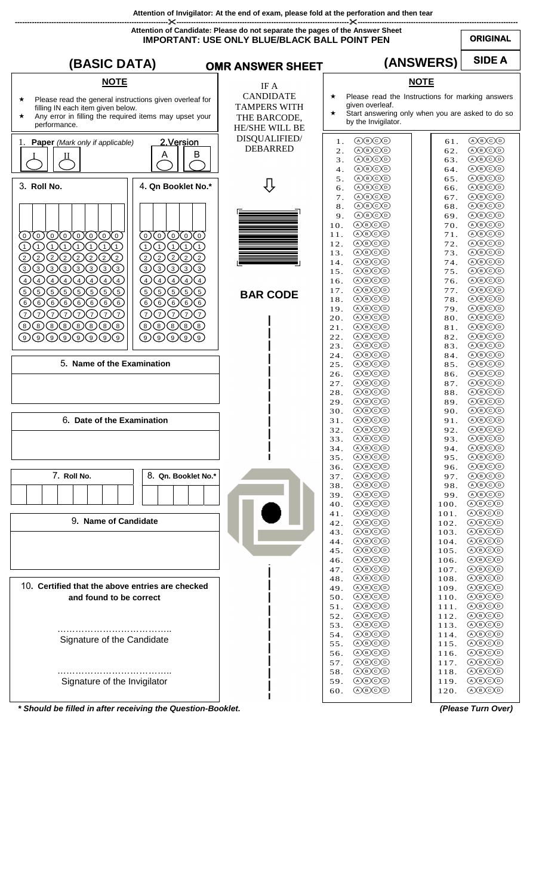Attention of Invigilator: At the end of exam, please fold at the perforation and then tear

Attention of Candidate: Please do not separate the pages of the Answer Sheet

**IMPORTANT: USE ONLY BLUE/BLACK BALL POINT PEN**

**ORIGINAL**

**SIDE A**

## (BASIC DATA) — OMR ANSWER SHEET — (ANSWERS)

### NOTE

★ Please read the general instructions given overleaf for filling IN each item given below.

★ Any error in filling the required items may upset your performance.

1. **Paper** *(Mark only if applicable)* I II

2. **Version** A B

3. **Roll No.**

| | | | | | | | |
|---|---|---|---|---|---|---|---|
| 0 | 0 | 0 | 0 | 0 | 0 | 0 | 0 |
| 1 | 1 | 1 | 1 | 1 | 1 | 1 | 1 |
| 2 | 2 | 2 | 2 | 2 | 2 | 2 | 2 |
| 3 | 3 | 3 | 3 | 3 | 3 | 3 | 3 |
| 4 | 4 | 4 | 4 | 4 | 4 | 4 | 4 |
| 5 | 5 | 5 | 5 | 5 | 5 | 5 | 5 |
| 6 | 6 | 6 | 6 | 6 | 6 | 6 | 6 |
| 7 | 7 | 7 | 7 | 7 | 7 | 7 | 7 |
| 8 | 8 | 8 | 8 | 8 | 8 | 8 | 8 |
| 9 | 9 | 9 | 9 | 9 | 9 | 9 | 9 |

4. **Qn Booklet No.***

| | | | | |
|---|---|---|---|---|
| 0 | 0 | 0 | 0 | 0 |
| 1 | 1 | 1 | 1 | 1 |
| 2 | 2 | 2 | 2 | 2 |
| 3 | 3 | 3 | 3 | 3 |
| 4 | 4 | 4 | 4 | 4 |
| 5 | 5 | 5 | 5 | 5 |
| 6 | 6 | 6 | 6 | 6 |
| 7 | 7 | 7 | 7 | 7 |
| 8 | 8 | 8 | 8 | 8 |
| 9 | 9 | 9 | 9 | 9 |

5. **Name of the Examination**

6. **Date of the Examination**

7. **Roll No.**

8. **Qn. Booklet No.***

9. **Name of Candidate**

10. **Certified that the above entries are checked and found to be correct**

………………………………..
Signature of the Candidate

………………………………..
Signature of the Invigilator

IF A CANDIDATE TAMPERS WITH THE BARCODE, HE/SHE WILL BE DISQUALIFIED/ DEBARRED

**BAR CODE**

### NOTE

★ Please read the Instructions for marking answers given overleaf.

★ Start answering only when you are asked to do so by the Invigilator.

| Q. | Options | Q. | Options |
|---|---|---|---|
| 1. | A B C D | 61. | A B C D |
| 2. | A B C D | 62. | A B C D |
| 3. | A B C D | 63. | A B C D |
| 4. | A B C D | 64. | A B C D |
| 5. | A B C D | 65. | A B C D |
| 6. | A B C D | 66. | A B C D |
| 7. | A B C D | 67. | A B C D |
| 8. | A B C D | 68. | A B C D |
| 9. | A B C D | 69. | A B C D |
| 10. | A B C D | 70. | A B C D |
| 11. | A B C D | 71. | A B C D |
| 12. | A B C D | 72. | A B C D |
| 13. | A B C D | 73. | A B C D |
| 14. | A B C D | 74. | A B C D |
| 15. | A B C D | 75. | A B C D |
| 16. | A B C D | 76. | A B C D |
| 17. | A B C D | 77. | A B C D |
| 18. | A B C D | 78. | A B C D |
| 19. | A B C D | 79. | A B C D |
| 20. | A B C D | 80. | A B C D |
| 21. | A B C D | 81. | A B C D |
| 22. | A B C D | 82. | A B C D |
| 23. | A B C D | 83. | A B C D |
| 24. | A B C D | 84. | A B C D |
| 25. | A B C D | 85. | A B C D |
| 26. | A B C D | 86. | A B C D |
| 27. | A B C D | 87. | A B C D |
| 28. | A B C D | 88. | A B C D |
| 29. | A B C D | 89. | A B C D |
| 30. | A B C D | 90. | A B C D |
| 31. | A B C D | 91. | A B C D |
| 32. | A B C D | 92. | A B C D |
| 33. | A B C D | 93. | A B C D |
| 34. | A B C D | 94. | A B C D |
| 35. | A B C D | 95. | A B C D |
| 36. | A B C D | 96. | A B C D |
| 37. | A B C D | 97. | A B C D |
| 38. | A B C D | 98. | A B C D |
| 39. | A B C D | 99. | A B C D |
| 40. | A B C D | 100. | A B C D |
| 41. | A B C D | 101. | A B C D |
| 42. | A B C D | 102. | A B C D |
| 43. | A B C D | 103. | A B C D |
| 44. | A B C D | 104. | A B C D |
| 45. | A B C D | 105. | A B C D |
| 46. | A B C D | 106. | A B C D |
| 47. | A B C D | 107. | A B C D |
| 48. | A B C D | 108. | A B C D |
| 49. | A B C D | 109. | A B C D |
| 50. | A B C D | 110. | A B C D |
| 51. | A B C D | 111. | A B C D |
| 52. | A B C D | 112. | A B C D |
| 53. | A B C D | 113. | A B C D |
| 54. | A B C D | 114. | A B C D |
| 55. | A B C D | 115. | A B C D |
| 56. | A B C D | 116. | A B C D |
| 57. | A B C D | 117. | A B C D |
| 58. | A B C D | 118. | A B C D |
| 59. | A B C D | 119. | A B C D |
| 60. | A B C D | 120. | A B C D |

***Should be filled in after receiving the Question-Booklet.***

*(Please Turn Over)*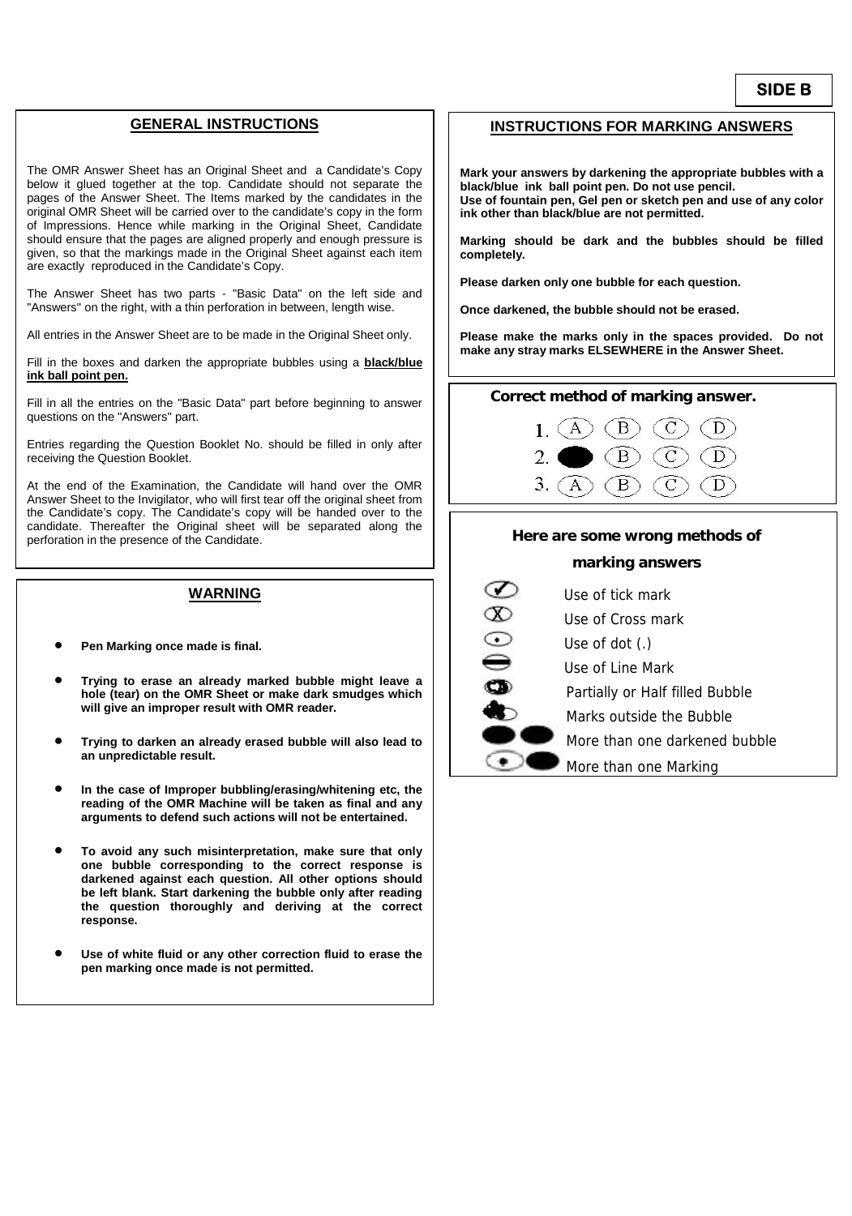**SIDE B**

## GENERAL INSTRUCTIONS

The OMR Answer Sheet has an Original Sheet and a Candidate's Copy below it glued together at the top. Candidate should not separate the pages of the Answer Sheet. The Items marked by the candidates in the original OMR Sheet will be carried over to the candidate's copy in the form of Impressions. Hence while marking in the Original Sheet, Candidate should ensure that the pages are aligned properly and enough pressure is given, so that the markings made in the Original Sheet against each item are exactly reproduced in the Candidate's Copy.

The Answer Sheet has two parts - "Basic Data" on the left side and "Answers" on the right, with a thin perforation in between, length wise.

All entries in the Answer Sheet are to be made in the Original Sheet only.

Fill in the boxes and darken the appropriate bubbles using a **black/blue ink ball point pen.**

Fill in all the entries on the "Basic Data" part before beginning to answer questions on the "Answers" part.

Entries regarding the Question Booklet No. should be filled in only after receiving the Question Booklet.

At the end of the Examination, the Candidate will hand over the OMR Answer Sheet to the Invigilator, who will first tear off the original sheet from the Candidate's copy. The Candidate's copy will be handed over to the candidate. Thereafter the Original sheet will be separated along the perforation in the presence of the Candidate.

## WARNING

- **Pen Marking once made is final.**
- **Trying to erase an already marked bubble might leave a hole (tear) on the OMR Sheet or make dark smudges which will give an improper result with OMR reader.**
- **Trying to darken an already erased bubble will also lead to an unpredictable result.**
- **In the case of Improper bubbling/erasing/whitening etc, the reading of the OMR Machine will be taken as final and any arguments to defend such actions will not be entertained.**
- **To avoid any such misinterpretation, make sure that only one bubble corresponding to the correct response is darkened against each question. All other options should be left blank. Start darkening the bubble only after reading the question thoroughly and deriving at the correct response.**
- **Use of white fluid or any other correction fluid to erase the pen marking once made is not permitted.**

## INSTRUCTIONS FOR MARKING ANSWERS

**Mark your answers by darkening the appropriate bubbles with a black/blue ink ball point pen. Do not use pencil.**
**Use of fountain pen, Gel pen or sketch pen and use of any color ink other than black/blue are not permitted.**

**Marking should be dark and the bubbles should be filled completely.**

**Please darken only one bubble for each question.**

**Once darkened, the bubble should not be erased.**

**Please make the marks only in the spaces provided. Do not make any stray marks ELSEWHERE in the Answer Sheet.**

**Correct method of marking answer.**

1. (A) (B) (C) (D)
2. ● (B) (C) (D)
3. (A) (B) (C) (D)

**Here are some wrong methods of marking answers**

- Use of tick mark
- Use of Cross mark
- Use of dot (.)
- Use of Line Mark
- Partially or Half filled Bubble
- Marks outside the Bubble
- More than one darkened bubble
- More than one Marking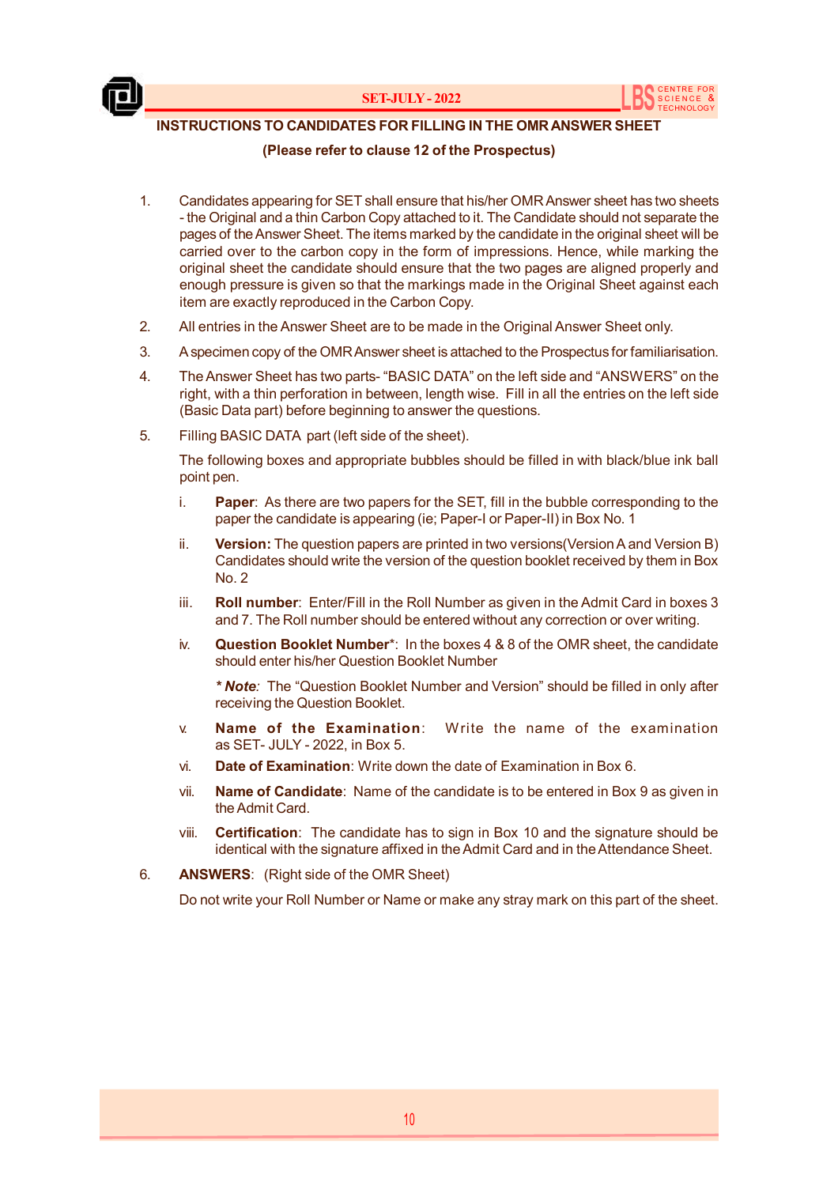## INSTRUCTIONS TO CANDIDATES FOR FILLING IN THE OMR ANSWER SHEET

**(Please refer to clause 12 of the Prospectus)**

1. Candidates appearing for SET shall ensure that his/her OMR Answer sheet has two sheets - the Original and a thin Carbon Copy attached to it. The Candidate should not separate the pages of the Answer Sheet. The items marked by the candidate in the original sheet will be carried over to the carbon copy in the form of impressions. Hence, while marking the original sheet the candidate should ensure that the two pages are aligned properly and enough pressure is given so that the markings made in the Original Sheet against each item are exactly reproduced in the Carbon Copy.

2. All entries in the Answer Sheet are to be made in the Original Answer Sheet only.

3. A specimen copy of the OMR Answer sheet is attached to the Prospectus for familiarisation.

4. The Answer Sheet has two parts- "BASIC DATA" on the left side and "ANSWERS" on the right, with a thin perforation in between, length wise. Fill in all the entries on the left side (Basic Data part) before beginning to answer the questions.

5. Filling BASIC DATA part (left side of the sheet).

   The following boxes and appropriate bubbles should be filled in with black/blue ink ball point pen.

   i. **Paper**: As there are two papers for the SET, fill in the bubble corresponding to the paper the candidate is appearing (ie; Paper-I or Paper-II) in Box No. 1

   ii. **Version:** The question papers are printed in two versions(Version A and Version B) Candidates should write the version of the question booklet received by them in Box No. 2

   iii. **Roll number**: Enter/Fill in the Roll Number as given in the Admit Card in boxes 3 and 7. The Roll number should be entered without any correction or over writing.

   iv. **Question Booklet Number***: In the boxes 4 & 8 of the OMR sheet, the candidate should enter his/her Question Booklet Number

      ***Note**: The "Question Booklet Number and Version" should be filled in only after receiving the Question Booklet.

   v. **Name of the Examination**: Write the name of the examination as SET- JULY - 2022, in Box 5.

   vi. **Date of Examination**: Write down the date of Examination in Box 6.

   vii. **Name of Candidate**: Name of the candidate is to be entered in Box 9 as given in the Admit Card.

   viii. **Certification**: The candidate has to sign in Box 10 and the signature should be identical with the signature affixed in the Admit Card and in the Attendance Sheet.

6. **ANSWERS**: (Right side of the OMR Sheet)

   Do not write your Roll Number or Name or make any stray mark on this part of the sheet.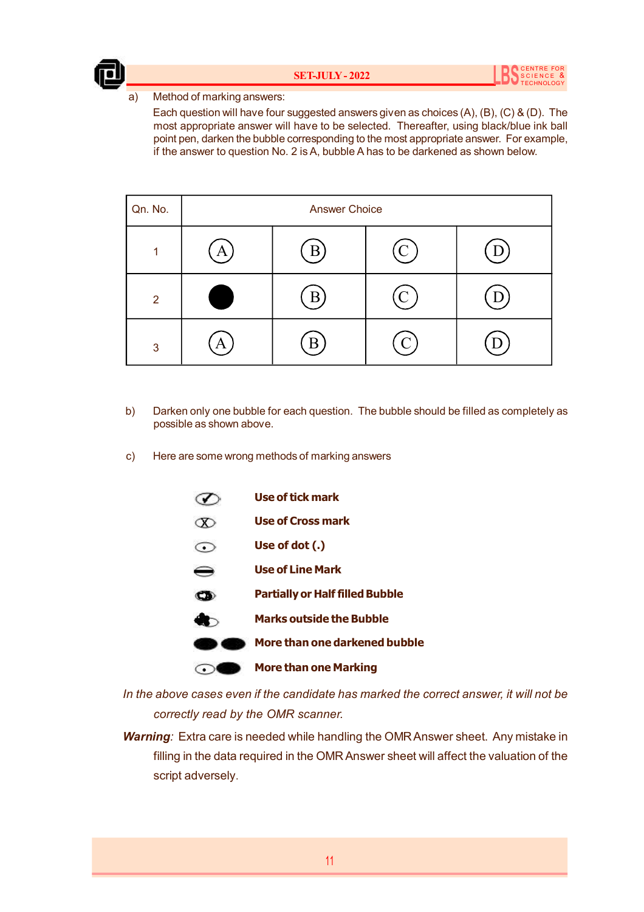a) Method of marking answers:

Each question will have four suggested answers given as choices (A), (B), (C) & (D). The most appropriate answer will have to be selected. Thereafter, using black/blue ink ball point pen, darken the bubble corresponding to the most appropriate answer. For example, if the answer to question No. 2 is A, bubble A has to be darkened as shown below.

| Qn. No. | Answer Choice | | | |
|---|---|---|---|---|
| 1 | (A) | (B) | (C) | (D) |
| 2 | ● | (B) | (C) | (D) |
| 3 | (A) | (B) | (C) | (D) |

b) Darken only one bubble for each question. The bubble should be filled as completely as possible as shown above.

c) Here are some wrong methods of marking answers

- **Use of tick mark**
- **Use of Cross mark**
- **Use of dot (.)**
- **Use of Line Mark**
- **Partially or Half filled Bubble**
- **Marks outside the Bubble**
- **More than one darkened bubble**
- **More than one Marking**

*In the above cases even if the candidate has marked the correct answer, it will not be correctly read by the OMR scanner.*

***Warning****:* Extra care is needed while handling the OMR Answer sheet. Any mistake in filling in the data required in the OMR Answer sheet will affect the valuation of the script adversely.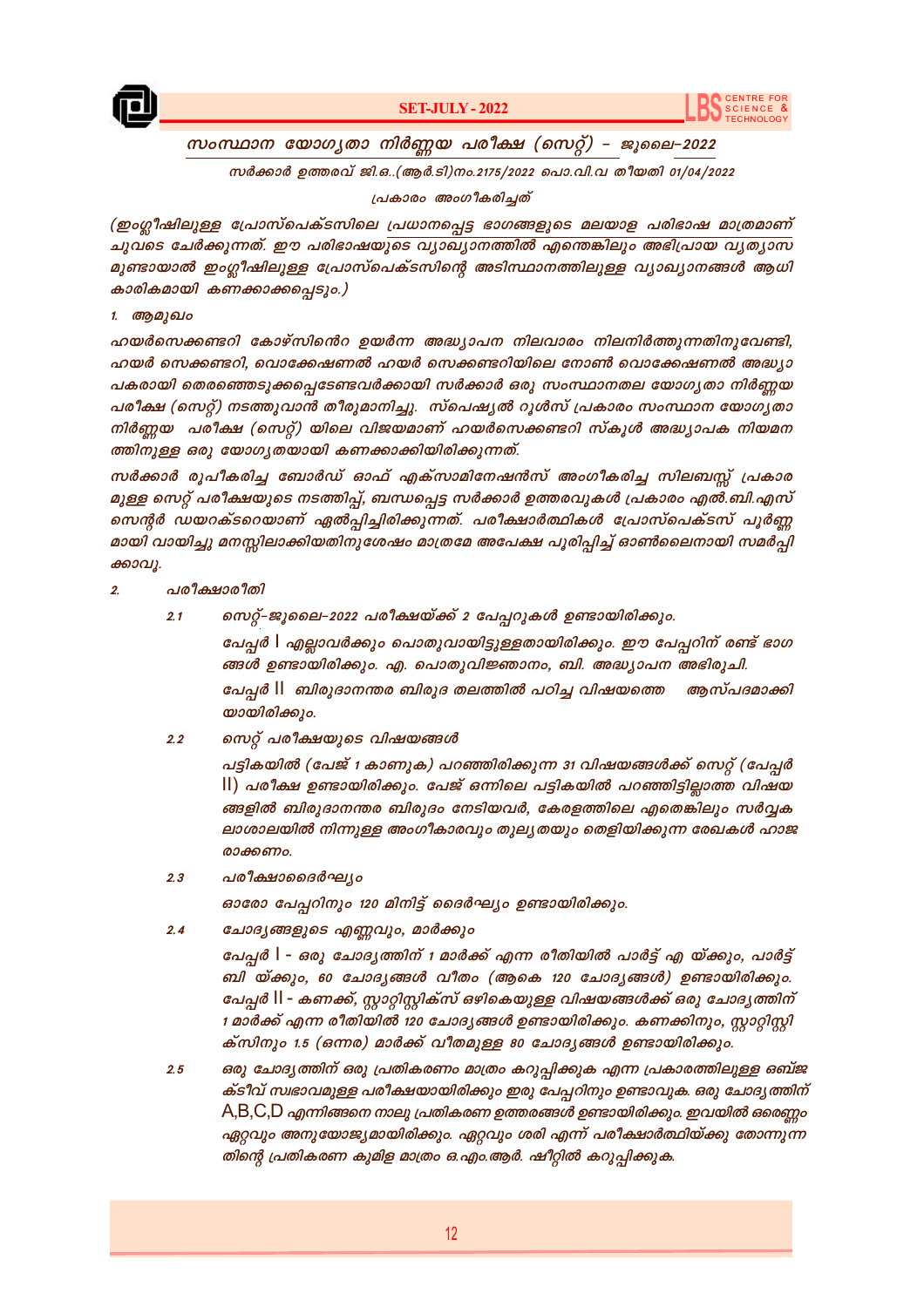## സംസ്ഥാന യോഗ്യതാ നിർണ്ണയ പരീക്ഷ (സെറ്റ്) – ജൂലൈ–2022

*സർക്കാർ ഉത്തരവ് ജി.ഒ..(ആർ.ടി)നം.2175/2022 പൊ.വി.വ തീയതി 01/04/2022*

*പ്രകാരം അംഗീകരിച്ചത്*

*(ഇംഗ്ലീഷിലുള്ള പ്രോസ്പെക്ടസിലെ പ്രധാനപ്പെട്ട ഭാഗങ്ങളുടെ മലയാള പരിഭാഷ മാത്രമാണ് ചുവടെ ചേർക്കുന്നത്. ഈ പരിഭാഷയുടെ വ്യാഖ്യാനത്തിൽ എന്തെങ്കിലും അഭിപ്രായ വ്യത്യാസമുണ്ടായാൽ ഇംഗ്ലീഷിലുള്ള പ്രോസ്പെക്ടസിന്റെ അടിസ്ഥാനത്തിലുള്ള വ്യാഖ്യാനങ്ങൾ ആധികാരികമായി കണക്കാക്കപ്പെടും.)*

### 1. ആമുഖം

*ഹയർസെക്കണ്ടറി കോഴ്സിന്റെ ഉയർന്ന അദ്ധ്യാപന നിലവാരം നിലനിർത്തുന്നതിനുവേണ്ടി, ഹയർ സെക്കണ്ടറി, വൊക്കേഷണൽ ഹയർ സെക്കണ്ടറിയിലെ നോൺ വൊക്കേഷണൽ അദ്ധ്യാപകരായി തെരഞ്ഞെടുക്കപ്പെടേണ്ടവർക്കായി സർക്കാർ ഒരു സംസ്ഥാനതല യോഗ്യതാ നിർണ്ണയ പരീക്ഷ (സെറ്റ്) നടത്തുവാൻ തീരുമാനിച്ചു. സ്പെഷ്യൽ റൂൾസ് പ്രകാരം സംസ്ഥാന യോഗ്യതാ നിർണ്ണയ പരീക്ഷ (സെറ്റ്) യിലെ വിജയമാണ് ഹയർസെക്കണ്ടറി സ്കൂൾ അദ്ധ്യാപക നിയമനത്തിനുള്ള ഒരു യോഗ്യതയായി കണക്കാക്കിയിരിക്കുന്നത്.*

*സർക്കാർ രൂപീകരിച്ച ബോർഡ് ഓഫ് എക്സാമിനേഷൻസ് അംഗീകരിച്ച സിലബസ്സ് പ്രകാരമുള്ള സെറ്റ് പരീക്ഷയുടെ നടത്തിപ്പ്, ബന്ധപ്പെട്ട സർക്കാർ ഉത്തരവുകൾ പ്രകാരം എൽ.ബി.എസ് സെന്റർ ഡയറക്ടറെയാണ് ഏൽപ്പിച്ചിരിക്കുന്നത്. പരീക്ഷാർത്ഥികൾ പ്രോസ്പെക്ടസ് പൂർണ്ണമായി വായിച്ചു മനസ്സിലാക്കിയതിനുശേഷം മാത്രമേ അപേക്ഷ പൂരിപ്പിച്ച് ഓൺലൈനായി സമർപ്പിക്കാവൂ.*

### 2. പരീക്ഷാരീതി

**2.1** *സെറ്റ്-ജൂലൈ-2022 പരീക്ഷയ്ക്ക് 2 പേപ്പറുകൾ ഉണ്ടായിരിക്കും.*

*പേപ്പർ I എല്ലാവർക്കും പൊതുവായിട്ടുള്ളതായിരിക്കും. ഈ പേപ്പറിന് രണ്ട് ഭാഗങ്ങൾ ഉണ്ടായിരിക്കും. എ. പൊതുവിജ്ഞാനം, ബി. അദ്ധ്യാപന അഭിരുചി.*

*പേപ്പർ II ബിരുദാനന്തര ബിരുദ തലത്തിൽ പഠിച്ച വിഷയത്തെ ആസ്പദമാക്കിയായിരിക്കും.*

**2.2** *സെറ്റ് പരീക്ഷയുടെ വിഷയങ്ങൾ*

*പട്ടികയിൽ (പേജ് 1 കാണുക) പറഞ്ഞിരിക്കുന്ന 31 വിഷയങ്ങൾക്ക് സെറ്റ് (പേപ്പർ II) പരീക്ഷ ഉണ്ടായിരിക്കും. പേജ് ഒന്നിലെ പട്ടികയിൽ പറഞ്ഞിട്ടില്ലാത്ത വിഷയങ്ങളിൽ ബിരുദാനന്തര ബിരുദം നേടിയവർ, കേരളത്തിലെ എതെങ്കിലും സർവ്വകലാശാലയിൽ നിന്നുള്ള അംഗീകാരവും തുല്യതയും തെളിയിക്കുന്ന രേഖകൾ ഹാജരാക്കണം.*

**2.3** *പരീക്ഷാദൈർഘ്യം*

*ഓരോ പേപ്പറിനും 120 മിനിട്ട് ദൈർഘ്യം ഉണ്ടായിരിക്കും.*

**2.4** *ചോദ്യങ്ങളുടെ എണ്ണവും, മാർക്കും*

*പേപ്പർ I - ഒരു ചോദ്യത്തിന് 1 മാർക്ക് എന്ന രീതിയിൽ പാർട്ട് എ യ്ക്കും, പാർട്ട് ബി യ്ക്കും, 60 ചോദ്യങ്ങൾ വീതം (ആകെ 120 ചോദ്യങ്ങൾ) ഉണ്ടായിരിക്കും. പേപ്പർ II - കണക്ക്, സ്റ്റാറ്റിസ്റ്റിക്സ് ഒഴികെയുള്ള വിഷയങ്ങൾക്ക് ഒരു ചോദ്യത്തിന് 1 മാർക്ക് എന്ന രീതിയിൽ 120 ചോദ്യങ്ങൾ ഉണ്ടായിരിക്കും. കണക്കിനും, സ്റ്റാറ്റിസ്റ്റിക്സിനും 1.5 (ഒന്നര) മാർക്ക് വീതമുള്ള 80 ചോദ്യങ്ങൾ ഉണ്ടായിരിക്കും.*

**2.5** *ഒരു ചോദ്യത്തിന് ഒരു പ്രതികരണം മാത്രം കറുപ്പിക്കുക എന്ന പ്രകാരത്തിലുള്ള ഒബ്ജക്ടീവ് സ്വഭാവമുള്ള പരീക്ഷയായിരിക്കും ഇരു പേപ്പറിനും ഉണ്ടാവുക. ഒരു ചോദ്യത്തിന് A,B,C,D എന്നിങ്ങനെ നാലു പ്രതികരണ ഉത്തരങ്ങൾ ഉണ്ടായിരിക്കും. ഇവയിൽ ഒരെണ്ണം ഏറ്റവും അനുയോജ്യമായിരിക്കും. ഏറ്റവും ശരി എന്ന് പരീക്ഷാർത്ഥിയ്ക്കു തോന്നുന്നതിന്റെ പ്രതികരണ കുമിള മാത്രം ഒ.എം.ആർ. ഷീറ്റിൽ കറുപ്പിക്കുക.*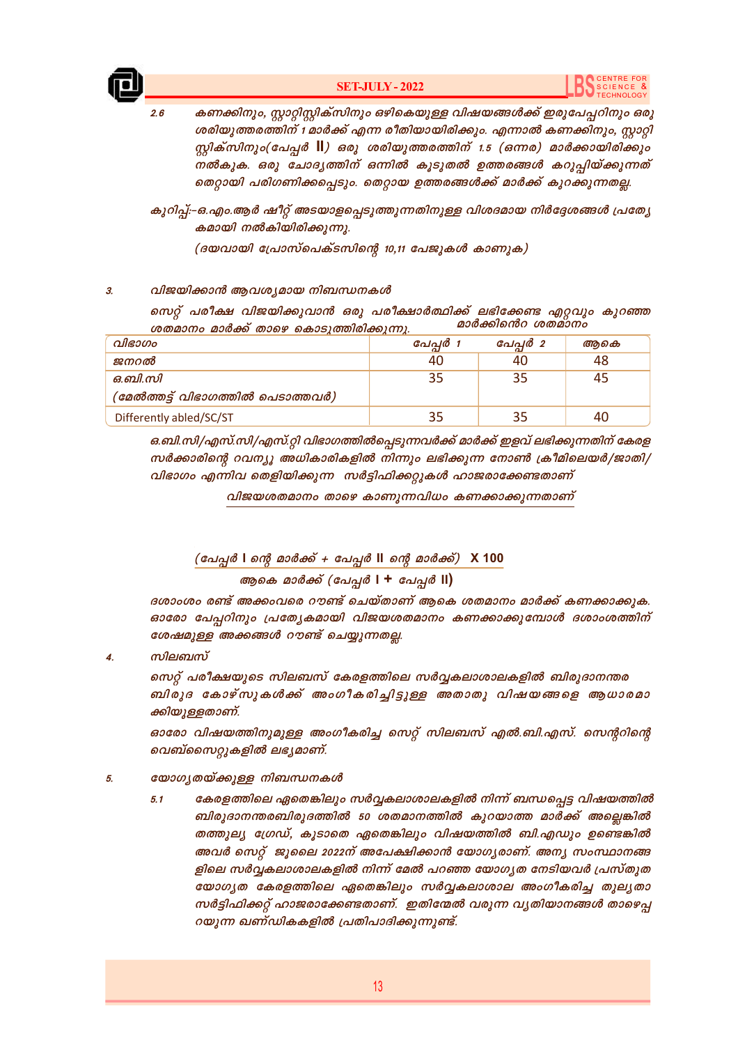2.6 കണക്കിനും, സ്റ്റാറ്റിസ്റ്റിക്സിനും ഒഴികെയുള്ള വിഷയങ്ങൾക്ക് ഇരുപേപ്പറിനും ഒരു ശരിയുത്തരത്തിന് 1 മാർക്ക് എന്ന രീതിയായിരിക്കും. എന്നാൽ കണക്കിനും, സ്റ്റാറ്റിസ്റ്റിക്സിനും(പേപ്പർ II) ഒരു ശരിയുത്തരത്തിന് 1.5 (ഒന്നര) മാർക്കായിരിക്കും നൽകുക. ഒരു ചോദ്യത്തിന് ഒന്നിൽ കൂടുതൽ ഉത്തരങ്ങൾ കറുപ്പിയ്ക്കുന്നത് തെറ്റായി പരിഗണിക്കപ്പെടും. തെറ്റായ ഉത്തരങ്ങൾക്ക് മാർക്ക് കുറക്കുന്നതല്ല.

കുറിപ്പ്:-ഒ.എം.ആർ ഷീറ്റ് അടയാളപ്പെടുത്തുന്നതിനുള്ള വിശദമായ നിർദ്ദേശങ്ങൾ പ്രത്യേകമായി നൽകിയിരിക്കുന്നു.

(ദയവായി പ്രോസ്പെക്ടസിന്റെ 10,11 പേജുകൾ കാണുക)

## 3. വിജയിക്കാൻ ആവശ്യമായ നിബന്ധനകൾ

സെറ്റ് പരീക്ഷ വിജയിക്കുവാൻ ഒരു പരീക്ഷാർത്ഥിക്ക് ലഭിക്കേണ്ട ഏറ്റവും കുറഞ്ഞ ശതമാനം മാർക്ക് താഴെ കൊടുത്തിരിക്കുന്നു.

| വിഭാഗം | മാർക്കിന്റെ ശതമാനം | | |
|---|---|---|---|
| | പേപ്പർ 1 | പേപ്പർ 2 | ആകെ |
| ജനറൽ | 40 | 40 | 48 |
| ഒ.ബി.സി (മേൽത്തട്ട് വിഭാഗത്തിൽ പെടാത്തവർ) | 35 | 35 | 45 |
| Differently abled/SC/ST | 35 | 35 | 40 |

ഒ.ബി.സി/എസ്.സി/എസ്.റ്റി വിഭാഗത്തിൽപ്പെടുന്നവർക്ക് മാർക്ക് ഇളവ് ലഭിക്കുന്നതിന് കേരള സർക്കാരിന്റെ റവന്യൂ അധികാരികളിൽ നിന്നും ലഭിക്കുന്ന നോൺ ക്രീമിലെയർ/ജാതി/ വിഭാഗം എന്നിവ തെളിയിക്കുന്ന സർട്ടിഫിക്കറ്റുകൾ ഹാജരാക്കേണ്ടതാണ്

വിജയശതമാനം താഴെ കാണുന്നവിധം കണക്കാക്കുന്നതാണ്

$$\frac{\text{(പേപ്പർ I ന്റെ മാർക്ക് + പേപ്പർ II ന്റെ മാർക്ക്)}}{\text{ആകെ മാർക്ക് (പേപ്പർ I + പേപ്പർ II)}} \times 100$$

ദശാംശം രണ്ട് അക്കംവരെ റൗണ്ട് ചെയ്താണ് ആകെ ശതമാനം മാർക്ക് കണക്കാക്കുക. ഓരോ പേപ്പറിനും പ്രത്യേകമായി വിജയശതമാനം കണക്കാക്കുമ്പോൾ ദശാംശത്തിന് ശേഷമുള്ള അക്കങ്ങൾ റൗണ്ട് ചെയ്യുന്നതല്ല.

## 4. സിലബസ്

സെറ്റ് പരീക്ഷയുടെ സിലബസ് കേരളത്തിലെ സർവ്വകലാശാലകളിൽ ബിരുദാനന്തര ബിരുദ കോഴ്സുകൾക്ക് അംഗീകരിച്ചിട്ടുള്ള അതാതു വിഷയങ്ങളെ ആധാരമാക്കിയുള്ളതാണ്.

ഓരോ വിഷയത്തിനുമുള്ള അംഗീകരിച്ച സെറ്റ് സിലബസ് എൽ.ബി.എസ്. സെന്ററിന്റെ വെബ്സൈറ്റുകളിൽ ലഭ്യമാണ്.

## 5. യോഗ്യതയ്ക്കുള്ള നിബന്ധനകൾ

5.1 കേരളത്തിലെ ഏതെങ്കിലും സർവ്വകലാശാലകളിൽ നിന്ന് ബന്ധപ്പെട്ട വിഷയത്തിൽ ബിരുദാനന്തരബിരുദത്തിൽ 50 ശതമാനത്തിൽ കുറയാത്ത മാർക്ക് അല്ലെങ്കിൽ തത്തുല്യ ഗ്രേഡ്, കൂടാതെ ഏതെങ്കിലും വിഷയത്തിൽ ബി.എഡും ഉണ്ടെങ്കിൽ അവർ സെറ്റ് ജൂലൈ 2022ന് അപേക്ഷിക്കാൻ യോഗ്യരാണ്. അന്യ സംസ്ഥാനങ്ങളിലെ സർവ്വകലാശാലകളിൽ നിന്ന് മേൽ പറഞ്ഞ യോഗ്യത നേടിയവർ പ്രസ്തുത യോഗ്യത കേരളത്തിലെ ഏതെങ്കിലും സർവ്വകലാശാല അംഗീകരിച്ച തുല്യതാ സർട്ടിഫിക്കറ്റ് ഹാജരാക്കേണ്ടതാണ്. ഇതിന്മേൽ വരുന്ന വ്യതിയാനങ്ങൾ താഴെപ്പറയുന്ന ഖണ്ഡികകളിൽ പ്രതിപാദിക്കുന്നുണ്ട്.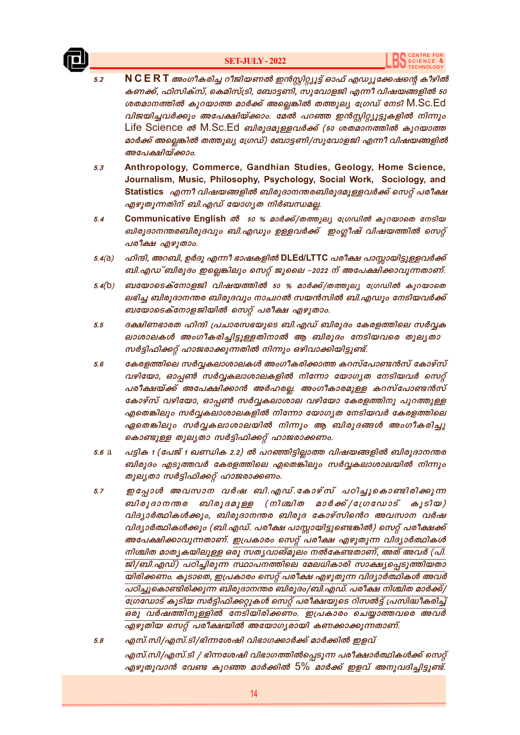5.2 **NCERT** അംഗീകരിച്ച റീജിയണൽ ഇൻസ്റ്റിറ്റ്യൂട്ട് ഓഫ് എഡ്യൂക്കേഷന്റെ കീഴിൽ കണക്ക്, ഫിസിക്സ്, കെമിസ്ട്രി, ബോട്ടണി, സുവോളജി എന്നീ വിഷയങ്ങളിൽ 50 ശതമാനത്തിൽ കുറയാത്ത മാർക്ക് അല്ലെങ്കിൽ തത്തുല്യ ഗ്രേഡ് നേടി M.Sc.Ed വിജയിച്ചവർക്കും അപേക്ഷിയ്ക്കാം. മേൽ പറഞ്ഞ ഇൻസ്റ്റിറ്റ്യൂട്ടുകളിൽ നിന്നും Life Science ൽ M.Sc.Ed ബിരുദമുള്ളവർക്ക് (50 ശതമാനത്തിൽ കുറയാത്ത മാർക്ക് അല്ലെങ്കിൽ തത്തുല്യ ഗ്രേഡ്) ബോട്ടണി/സുവോളജി എന്നീ വിഷയങ്ങളിൽ അപേക്ഷിയ്ക്കാം.

5.3 **Anthropology, Commerce, Gandhian Studies, Geology, Home Science, Journalism, Music, Philosophy, Psychology, Social Work, Sociology, and Statistics** എന്നീ വിഷയങ്ങളിൽ ബിരുദാനന്തരബിരുദമുള്ളവർക്ക് സെറ്റ് പരീക്ഷ എഴുതുന്നതിന് ബി.എഡ് യോഗ്യത നിർബന്ധമല്ല.

5.4 **Communicative English** ൽ 50 % മാർക്ക്/തത്തുല്യ ഗ്രേഡിൽ കുറയാതെ നേടിയ ബിരുദാനന്തരബിരുദവും ബി.എഡും ഉള്ളവർക്ക് ഇംഗ്ലീഷ് വിഷയത്തിൽ സെറ്റ് പരീക്ഷ എഴുതാം.

5.4(a) ഹിന്ദി, അറബി, ഉർദു എന്നീ ഭാഷകളിൽ **DLEd/LTTC** പരീക്ഷ പാസ്സായിട്ടുള്ളവർക്ക് ബി.എഡ് ബിരുദം ഇല്ലെങ്കിലും സെറ്റ് ജൂലൈ -2022 ന് അപേക്ഷിക്കാവുന്നതാണ്.

5.4(b) ബയോടെക്നോളജി വിഷയത്തിൽ 50 % മാർക്ക്/തത്തുല്യ ഗ്രേഡിൽ കുറയാതെ ലഭിച്ച ബിരുദാനന്തര ബിരുദവും നാചറൽ സയൻസിൽ ബി.എഡും നേടിയവർക്ക് ബയോടെക്നോളജിയിൽ സെറ്റ് പരീക്ഷ എഴുതാം.

5.5 ദക്ഷിണഭാരത ഹിന്ദി പ്രചാരസഭയുടെ ബി.എഡ് ബിരുദം കേരളത്തിലെ സർവ്വകലാശാലകൾ അംഗീകരിച്ചിട്ടുള്ളതിനാൽ ആ ബിരുദം നേടിയവരെ തുല്യതാ സർട്ടിഫിക്കറ്റ് ഹാജരാക്കുന്നതിൽ നിന്നും ഒഴിവാക്കിയിട്ടുണ്ട്.

5.6 കേരളത്തിലെ സർവ്വകലാശാലകൾ അംഗീകരിക്കാത്ത കറസ്പോണ്ടൻസ് കോഴ്സ് വഴിയോ, ഓപ്പൺ സർവ്വകലാശാലകളിൽ നിന്നോ യോഗ്യത നേടിയവർ സെറ്റ് പരീക്ഷയ്ക്ക് അപേക്ഷിക്കാൻ അർഹരല്ല. അംഗീകാരമുള്ള കറസ്പോണ്ടൻസ് കോഴ്സ് വഴിയോ, ഓപ്പൺ സർവ്വകലാശാല വഴിയോ കേരളത്തിനു പുറത്തുള്ള ഏതെങ്കിലും സർവ്വകലാശാലകളിൽ നിന്നോ യോഗ്യത നേടിയവർ കേരളത്തിലെ ഏതെങ്കിലും സർവ്വകലാശാലയിൽ നിന്നും ആ ബിരുദങ്ങൾ അംഗീകരിച്ചു കൊണ്ടുള്ള തുല്യതാ സർട്ടിഫിക്കറ്റ് ഹാജരാക്കണം.

5.6 a പട്ടിക 1 (പേജ് 1 ഖണ്ഡിക 2.2) ൽ പറഞ്ഞിട്ടില്ലാത്ത വിഷയങ്ങളിൽ ബിരുദാനന്തര ബിരുദം എടുത്തവർ കേരളത്തിലെ ഏതെങ്കിലും സർവ്വകലാശാലയിൽ നിന്നും തുല്യതാ സർട്ടിഫിക്കറ്റ് ഹാജരാക്കണം.

5.7 ഇപ്പോൾ അവസാന വർഷ ബി.എഡ്.കോഴ്സ് പഠിച്ചുകൊണ്ടിരിക്കുന്ന ബിരുദാനന്തര ബിരുദമുള്ള (നിശ്ചിത മാർക്ക്/ഗ്രേഡോട് കൂടിയ) വിദ്യാർത്ഥികൾക്കും, ബിരുദാനന്തര ബിരുദ കോഴ്സിന്റെ അവസാന വർഷ വിദ്യാർത്ഥികൾക്കും (ബി.എഡ്. പരീക്ഷ പാസ്സായിട്ടുണ്ടെങ്കിൽ) സെറ്റ് പരീക്ഷക്ക് അപേക്ഷിക്കാവുന്നതാണ്. ഇപ്രകാരം സെറ്റ് പരീക്ഷ എഴുതുന്ന വിദ്യാർത്ഥികൾ നിശ്ചിത മാതൃകയിലുള്ള ഒരു സത്യവാങ്മൂലം നൽകേണ്ടതാണ്, അത് അവർ (പി.ജി/ബി.എഡ്) പഠിച്ചിരുന്ന സ്ഥാപനത്തിലെ മേലധികാരി സാക്ഷ്യപ്പെടുത്തിയതായിരിക്കണം. കൂടാതെ, ഇപ്രകാരം സെറ്റ് പരീക്ഷ എഴുതുന്ന വിദ്യാർത്ഥികൾ അവർ പഠിച്ചുകൊണ്ടിരിക്കുന്ന ബിരുദാനന്തര ബിരുദം/ബി.എഡ്. പരീക്ഷ നിശ്ചിത മാർക്ക്/ഗ്രേഡോട് കൂടിയ സർട്ടിഫിക്കറ്റുകൾ സെറ്റ് പരീക്ഷയുടെ റിസൽട്ട് പ്രസിദ്ധീകരിച്ച് ഒരു വർഷത്തിനുള്ളിൽ നേടിയിരിക്കണം. ഇപ്രകാരം ചെയ്യാത്തവരെ അവർ എഴുതിയ സെറ്റ് പരീക്ഷയിൽ അയോഗ്യരായി കണക്കാക്കുന്നതാണ്.

5.8 എസ്.സി/എസ്.ടി/ഭിന്നശേഷി വിഭാഗക്കാർക്ക് മാർക്കിൽ ഇളവ്

എസ്.സി/എസ്.ടി / ഭിന്നശേഷി വിഭാഗത്തിൽപ്പെടുന്ന പരീക്ഷാർത്ഥികൾക്ക് സെറ്റ് എഴുതുവാൻ വേണ്ട കുറഞ്ഞ മാർക്കിൽ 5% മാർക്ക് ഇളവ് അനുവദിച്ചിട്ടുണ്ട്.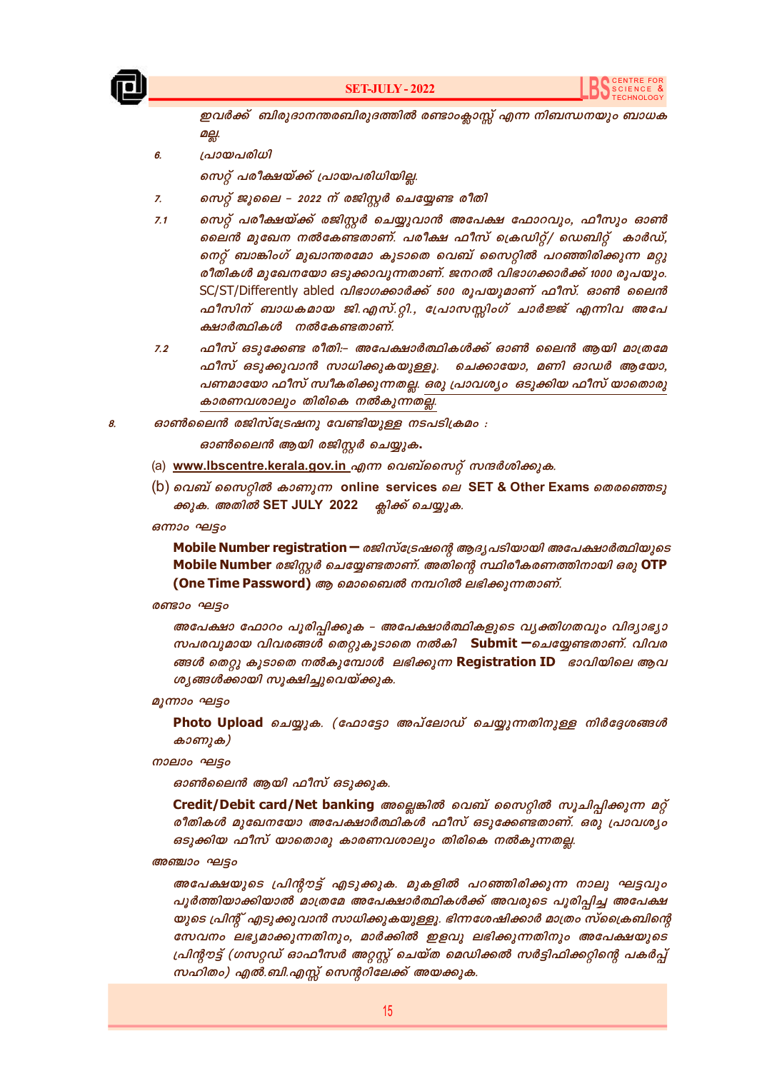ഇവർക്ക് ബിരുദാനന്തരബിരുദത്തിൽ രണ്ടാംക്ലാസ്സ് എന്ന നിബന്ധനയും ബാധകമല്ല.

6. പ്രായപരിധി

സെറ്റ് പരീക്ഷയ്ക്ക് പ്രായപരിധിയില്ല.

7. സെറ്റ് ജൂലൈ – 2022 ന് രജിസ്റ്റർ ചെയ്യേണ്ട രീതി

7.1 സെറ്റ് പരീക്ഷയ്ക്ക് രജിസ്റ്റർ ചെയ്യുവാൻ അപേക്ഷ ഫോറവും, ഫീസും ഓൺ ലൈൻ മുഖേന നൽകേണ്ടതാണ്. പരീക്ഷ ഫീസ് ക്രെഡിറ്റ്/ ഡെബിറ്റ് കാർഡ്, നെറ്റ് ബാങ്കിംഗ് മുഖാന്തരമോ കൂടാതെ വെബ് സൈറ്റിൽ പറഞ്ഞിരിക്കുന്ന മറ്റു രീതികൾ മുഖേനയോ ഒടുക്കാവുന്നതാണ്. ജനറൽ വിഭാഗക്കാർക്ക് 1000 രൂപയും. SC/ST/Differently abled വിഭാഗക്കാർക്ക് 500 രൂപയുമാണ് ഫീസ്. ഓൺ ലൈൻ ഫീസിന് ബാധകമായ ജി.എസ്.റ്റി., പ്രോസസ്സിംഗ് ചാർജ്ജ് എന്നിവ അപേക്ഷാർത്ഥികൾ നൽകേണ്ടതാണ്.

7.2 ഫീസ് ഒടുക്കേണ്ട രീതി:– അപേക്ഷാർത്ഥികൾക്ക് ഓൺ ലൈൻ ആയി മാത്രമേ ഫീസ് ഒടുക്കുവാൻ സാധിക്കുകയുള്ളൂ. ചെക്കായോ, മണി ഓഡർ ആയോ, പണമായോ ഫീസ് സ്വീകരിക്കുന്നതല്ല. ഒരു പ്രാവശ്യം ഒടുക്കിയ ഫീസ് യാതൊരു കാരണവശാലും തിരികെ നൽകുന്നതല്ല.

8. ഓൺലൈൻ രജിസ്ട്രേഷനു വേണ്ടിയുള്ള നടപടിക്രമം :

ഓൺലൈൻ ആയി രജിസ്റ്റർ ചെയ്യുക.

(a) **www.lbscentre.kerala.gov.in** എന്ന വെബ്സൈറ്റ് സന്ദർശിക്കുക.

(b) വെബ് സൈറ്റിൽ കാണുന്ന **online services** ലെ **SET & Other Exams** തെരഞ്ഞെടുക്കുക. അതിൽ **SET JULY 2022** ക്ലിക്ക് ചെയ്യുക.

ഒന്നാം ഘട്ടം

**Mobile Number registration –** രജിസ്ട്രേഷന്റെ ആദ്യപടിയായി അപേക്ഷാർത്ഥിയുടെ **Mobile Number** രജിസ്റ്റർ ചെയ്യേണ്ടതാണ്. അതിന്റെ സ്ഥിരീകരണത്തിനായി ഒരു **OTP (One Time Password)** ആ മൊബൈൽ നമ്പറിൽ ലഭിക്കുന്നതാണ്.

രണ്ടാം ഘട്ടം

അപേക്ഷാ ഫോറം പൂരിപ്പിക്കുക – അപേക്ഷാർത്ഥികളുടെ വ്യക്തിഗതവും വിദ്യാഭ്യാസപരവുമായ വിവരങ്ങൾ തെറ്റുകൂടാതെ നൽകി **Submit –** ചെയ്യേണ്ടതാണ്. വിവരങ്ങൾ തെറ്റു കൂടാതെ നൽകുമ്പോൾ ലഭിക്കുന്ന **Registration ID** ഭാവിയിലെ ആവശ്യങ്ങൾക്കായി സൂക്ഷിച്ചുവെയ്ക്കുക.

മൂന്നാം ഘട്ടം

**Photo Upload** ചെയ്യുക. (ഫോട്ടോ അപ്‌ലോഡ് ചെയ്യുന്നതിനുള്ള നിർദ്ദേശങ്ങൾ കാണുക)

നാലാം ഘട്ടം

ഓൺലൈൻ ആയി ഫീസ് ഒടുക്കുക.

**Credit/Debit card/Net banking** അല്ലെങ്കിൽ വെബ് സൈറ്റിൽ സൂചിപ്പിക്കുന്ന മറ്റ് രീതികൾ മുഖേനയോ അപേക്ഷാർത്ഥികൾ ഫീസ് ഒടുക്കേണ്ടതാണ്. ഒരു പ്രാവശ്യം ഒടുക്കിയ ഫീസ് യാതൊരു കാരണവശാലും തിരികെ നൽകുന്നതല്ല.

അഞ്ചാം ഘട്ടം

അപേക്ഷയുടെ പ്രിന്റൗട്ട് എടുക്കുക. മുകളിൽ പറഞ്ഞിരിക്കുന്ന നാലു ഘട്ടവും പൂർത്തിയാക്കിയാൽ മാത്രമേ അപേക്ഷാർത്ഥികൾക്ക് അവരുടെ പൂരിപ്പിച്ച അപേക്ഷയുടെ പ്രിന്റ് എടുക്കുവാൻ സാധിക്കുകയുള്ളൂ. ഭിന്നശേഷിക്കാർ മാത്രം സ്ക്രൈബിന്റെ സേവനം ലഭ്യമാക്കുന്നതിനും, മാർക്കിൽ ഇളവു ലഭിക്കുന്നതിനും അപേക്ഷയുടെ പ്രിന്റൗട്ട് (ഗസറ്റഡ് ഓഫീസർ അറ്റസ്റ്റ് ചെയ്ത മെഡിക്കൽ സർട്ടിഫിക്കറ്റിന്റെ പകർപ്പ് സഹിതം) എൽ.ബി.എസ്സ് സെന്ററിലേക്ക് അയക്കുക.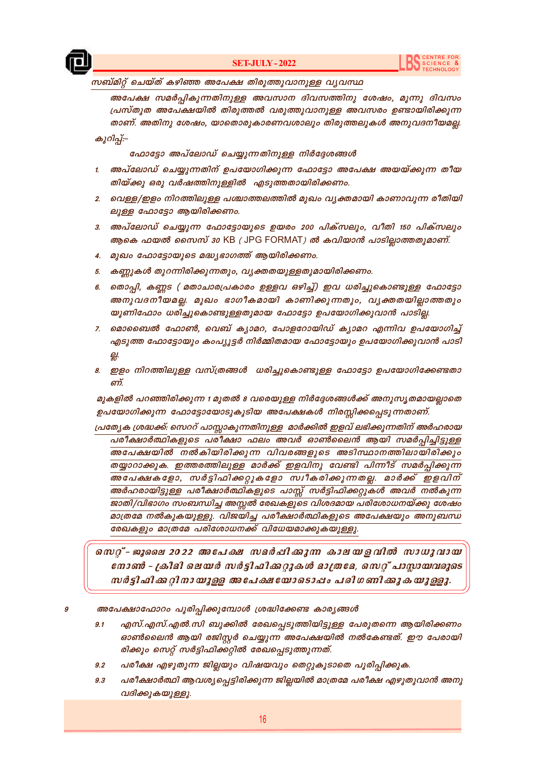## സബ്മിറ്റ് ചെയ്ത് കഴിഞ്ഞ അപേക്ഷ തിരുത്തുവാനുള്ള വ്യവസ്ഥ

*അപേക്ഷ സമർപ്പിക്കുന്നതിനുള്ള അവസാന ദിവസത്തിനു ശേഷം, മൂന്നു ദിവസം പ്രസ്തുത അപേക്ഷയിൽ തിരുത്തൽ വരുത്തുവാനുള്ള അവസരം ഉണ്ടായിരിക്കുന്നതാണ്. അതിനു ശേഷം, യാതൊരുകാരണവശാലും തിരുത്തലുകൾ അനുവദനീയമല്ല.*

*കുറിപ്പ്:-*

*ഫോട്ടോ അപ്‌ലോഡ് ചെയ്യുന്നതിനുള്ള നിർദ്ദേശങ്ങൾ*

1. *അപ്‌ലോഡ് ചെയ്യുന്നതിന് ഉപയോഗിക്കുന്ന ഫോട്ടോ അപേക്ഷ അയയ്ക്കുന്ന തീയതിയ്ക്കു ഒരു വർഷത്തിനുള്ളിൽ എടുത്തതായിരിക്കണം.*
2. *വെള്ള/ഇളം നിറത്തിലുള്ള പശ്ചാത്തലത്തിൽ മുഖം വ്യക്തമായി കാണാവുന്ന രീതിയിലുള്ള ഫോട്ടോ ആയിരിക്കണം.*
3. *അപ്‌ലോഡ് ചെയ്യുന്ന ഫോട്ടോയുടെ ഉയരം 200 പിക്സലും, വീതി 150 പിക്സലും ആകെ ഫയൽ സൈസ് 30 KB ( JPG FORMAT) ൽ കവിയാൻ പാടില്ലാത്തതുമാണ്.*
4. *മുഖം ഫോട്ടോയുടെ മദ്ധ്യഭാഗത്ത് ആയിരിക്കണം.*
5. *കണ്ണുകൾ തുറന്നിരിക്കുന്നതും, വ്യക്തതയുള്ളതുമായിരിക്കണം.*
6. *തൊപ്പി, കണ്ണട ( മതാചാരപ്രകാരം ഉള്ളവ ഒഴിച്ച്) ഇവ ധരിച്ചുകൊണ്ടുള്ള ഫോട്ടോ അനുവദനീയമല്ല. മുഖം ഭാഗികമായി കാണിക്കുന്നതും, വ്യക്തതയില്ലാത്തതും യൂണിഫോം ധരിച്ചുകൊണ്ടുള്ളതുമായ ഫോട്ടോ ഉപയോഗിക്കുവാൻ പാടില്ല.*
7. *മൊബൈൽ ഫോൺ, വെബ് ക്യാമറ, പോളറോയിഡ് ക്യാമറ എന്നിവ ഉപയോഗിച്ച് എടുത്ത ഫോട്ടോയും കംപ്യൂട്ടർ നിർമ്മിതമായ ഫോട്ടോയും ഉപയോഗിക്കുവാൻ പാടില്ല.*
8. *ഇളം നിറത്തിലുള്ള വസ്ത്രങ്ങൾ ധരിച്ചുകൊണ്ടുള്ള ഫോട്ടോ ഉപയോഗിക്കേണ്ടതാണ്.*

*മുകളിൽ പറഞ്ഞിരിക്കുന്ന 1 മുതൽ 8 വരെയുള്ള നിർദ്ദേശങ്ങൾക്ക് അനുസൃതമായല്ലാതെ ഉപയോഗിക്കുന്ന ഫോട്ടോയോടുകൂടിയ അപേക്ഷകൾ നിരസ്സിക്കപ്പെടുന്നതാണ്.*

*പ്രത്യേക ശ്രദ്ധക്ക്: സെററ് പാസ്സാകുന്നതിനുള്ള മാർക്കിൽ ഇളവ് ലഭിക്കുന്നതിന് അർഹരായ പരീക്ഷാർത്ഥികളുടെ പരീക്ഷാ ഫലം അവർ ഓൺലൈൻ ആയി സമർപ്പിച്ചിട്ടുള്ള അപേക്ഷയിൽ നൽകിയിരിക്കുന്ന വിവരങ്ങളുടെ അടിസ്ഥാനത്തിലായിരിക്കും തയ്യാറാക്കുക. ഇത്തരത്തിലുള്ള മാർക്ക് ഇളവിനു വേണ്ടി പിന്നീട് സമർപ്പിക്കുന്ന അപേക്ഷകളോ, സർട്ടിഫിക്കറ്റുകളോ സ്വീകരിക്കുന്നതല്ല. മാർക്ക് ഇളവിന് അർഹരായിട്ടുള്ള പരീക്ഷാർത്ഥികളുടെ പാസ്സ് സർട്ടിഫിക്കറ്റുകൾ അവർ നൽകുന്ന ജാതി/വിഭാഗം സംബന്ധിച്ച അസ്സൽ രേഖകളുടെ വിശദമായ പരിശോധനയ്ക്കു ശേഷം മാത്രമേ നൽകുകയുള്ളു. വിജയിച്ച പരീക്ഷാർത്ഥികളുടെ അപേക്ഷയും അനുബന്ധ രേഖകളും മാത്രമേ പരിശോധനക്ക് വിധേയമാക്കുകയുള്ളു.*

***സെറ്റ് - ജൂലൈ 2022 അപേക്ഷ സമർപ്പിക്കുന്ന കാലയളവിൽ സാധുവായ നോൺ - ക്രീമി ലെയർ സർട്ടിഫിക്കറ്റുകൾ മാത്രമേ, സെറ്റ് പാസ്സായവരുടെ സർട്ടിഫിക്കറ്റിനായുള്ള അപേക്ഷയോടൊപ്പം പരിഗണിക്കുകയുള്ളു.***

**9 അപേക്ഷാഫോറം പൂരിപ്പിക്കുമ്പോൾ ശ്രദ്ധിക്കേണ്ട കാര്യങ്ങൾ**

9.1 *എസ്.എസ്.എൽ.സി ബുക്കിൽ രേഖപ്പെടുത്തിയിട്ടുള്ള പേരുതന്നെ ആയിരിക്കണം ഓൺലൈൻ ആയി രജിസ്റ്റർ ചെയ്യുന്ന അപേക്ഷയിൽ നൽകേണ്ടത്. ഈ പേരായിരിക്കും സെറ്റ് സർട്ടിഫിക്കറ്റിൽ രേഖപ്പെടുത്തുന്നത്.*

9.2 *പരീക്ഷ എഴുതുന്ന ജില്ലയും വിഷയവും തെറ്റുകൂടാതെ പൂരിപ്പിക്കുക.*

9.3 *പരീക്ഷാർത്ഥി ആവശ്യപ്പെട്ടിരിക്കുന്ന ജില്ലയിൽ മാത്രമേ പരീക്ഷ എഴുതുവാൻ അനുവദിക്കുകയുള്ളു.*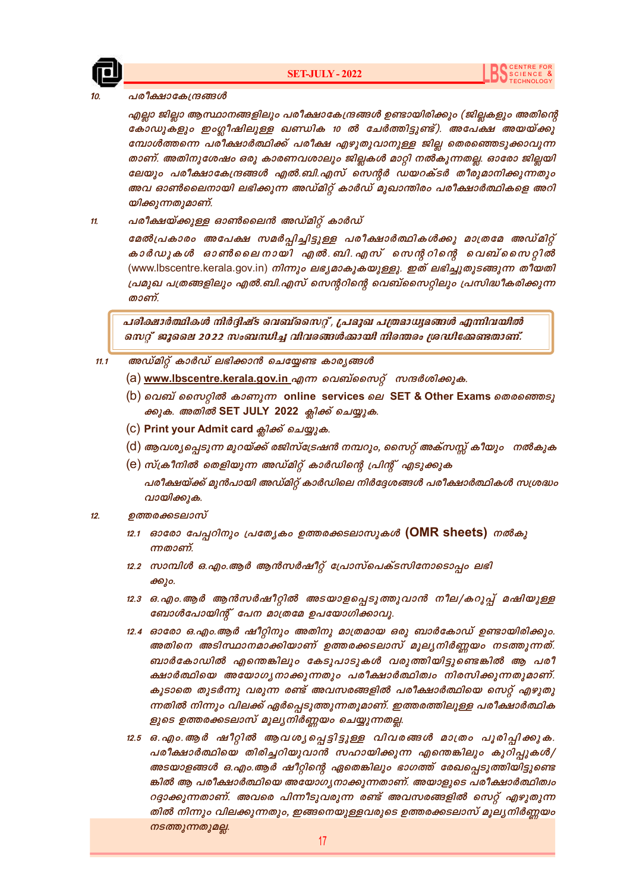10. പരീക്ഷാകേന്ദ്രങ്ങൾ

*എല്ലാ ജില്ലാ ആസ്ഥാനങ്ങളിലും പരീക്ഷാകേന്ദ്രങ്ങൾ ഉണ്ടായിരിക്കും (ജില്ലകളും അതിന്റെ കോഡുകളും ഇംഗ്ലീഷിലുള്ള ഖണ്ഡിക 10 ൽ ചേർത്തിട്ടുണ്ട്). അപേക്ഷ അയയ്ക്കുമ്പോൾത്തന്നെ പരീക്ഷാർത്ഥിക്ക് പരീക്ഷ എഴുതുവാനുള്ള ജില്ല തെരഞ്ഞെടുക്കാവുന്നതാണ്. അതിനുശേഷം ഒരു കാരണവശാലും ജില്ലകൾ മാറ്റി നൽകുന്നതല്ല. ഓരോ ജില്ലയിലേയും പരീക്ഷാകേന്ദ്രങ്ങൾ എൽ.ബി.എസ് സെന്റർ ഡയറക്ടർ തീരുമാനിക്കുന്നതും അവ ഓൺലൈനായി ലഭിക്കുന്ന അഡ്മിറ്റ് കാർഡ് മുഖാന്തിരം പരീക്ഷാർത്ഥികളെ അറിയിക്കുന്നതുമാണ്.*

11. പരീക്ഷയ്ക്കുള്ള ഓൺലൈൻ അഡ്മിറ്റ് കാർഡ്

*മേൽപ്രകാരം അപേക്ഷ സമർപ്പിച്ചിട്ടുള്ള പരീക്ഷാർത്ഥികൾക്കു മാത്രമേ അഡ്മിറ്റ് കാർഡുകൾ ഓൺലൈനായി എൽ. ബി. എസ് സെന്ററിന്റെ വെബ്സൈറ്റിൽ* (www.lbscentre.kerala.gov.in) *നിന്നും ലഭ്യമാകുകയുള്ളു. ഇത് ലഭിച്ചുതുടങ്ങുന്ന തീയതി പ്രമുഖ പത്രങ്ങളിലും എൽ.ബി.എസ് സെന്ററിന്റെ വെബ്സൈറ്റിലും പ്രസിദ്ധീകരിക്കുന്നതാണ്.*

***പരീക്ഷാർത്ഥികൾ നിർദ്ദിഷ്ട വെബ്സൈറ്റ്, പ്രമുഖ പത്രമാധ്യമങ്ങൾ എന്നിവയിൽ സെറ്റ് ജൂലൈ 2022 സംബന്ധിച്ച വിവരങ്ങൾക്കായി നിരന്തരം ശ്രദ്ധിക്കേണ്ടതാണ്.***

11.1 അഡ്മിറ്റ് കാർഡ് ലഭിക്കാൻ ചെയ്യേണ്ട കാര്യങ്ങൾ

(a) **www.lbscentre.kerala.gov.in** *എന്ന വെബ്സൈറ്റ് സന്ദർശിക്കുക.*

(b) *വെബ് സൈറ്റിൽ കാണുന്ന* **online services** *ലെ* **SET & Other Exams** *തെരഞ്ഞെടുക്കുക. അതിൽ* **SET JULY 2022** *ക്ലിക്ക് ചെയ്യുക.*

(c) **Print your Admit card** *ക്ലിക്ക് ചെയ്യുക.*

(d) *ആവശ്യപ്പെടുന്ന മുറയ്ക്ക് രജിസ്ട്രേഷൻ നമ്പറും, സൈറ്റ് അക്സസ്സ് കീയും നൽകുക*

(e) *സ്ക്രീനിൽ തെളിയുന്ന അഡ്മിറ്റ് കാർഡിന്റെ പ്രിന്റ് എടുക്കുക*

*പരീക്ഷയ്ക്ക് മുൻപായി അഡ്മിറ്റ് കാർഡിലെ നിർദ്ദേശങ്ങൾ പരീക്ഷാർത്ഥികൾ സശ്രദ്ധം വായിക്കുക.*

12. ഉത്തരക്കടലാസ്

12.1 *ഓരോ പേപ്പറിനും പ്രത്യേകം ഉത്തരക്കടലാസുകൾ* **(OMR sheets)** *നൽകുന്നതാണ്.*

12.2 *സാമ്പിൾ ഒ.എം.ആർ ആൻസർഷീറ്റ് പ്രോസ്പെക്ടസിനോടൊപ്പം ലഭിക്കും.*

12.3 *ഒ.എം.ആർ ആൻസർഷീറ്റിൽ അടയാളപ്പെടുത്തുവാൻ നീല/കറുപ്പ് മഷിയുള്ള ബോൾപോയിന്റ് പേന മാത്രമേ ഉപയോഗിക്കാവൂ.*

12.4 *ഓരോ ഒ.എം.ആർ ഷീറ്റിനും അതിനു മാത്രമായ ഒരു ബാർകോഡ് ഉണ്ടായിരിക്കും. അതിനെ അടിസ്ഥാനമാക്കിയാണ് ഉത്തരക്കടലാസ് മൂല്യനിർണ്ണയം നടത്തുന്നത്. ബാർകോഡിൽ എന്തെങ്കിലും കേടുപാടുകൾ വരുത്തിയിട്ടുണ്ടെങ്കിൽ ആ പരീക്ഷാർത്ഥിയെ അയോഗ്യനാക്കുന്നതും പരീക്ഷാർത്ഥിത്വം നിരസിക്കുന്നതുമാണ്. കൂടാതെ തുടർന്നു വരുന്ന രണ്ട് അവസരങ്ങളിൽ പരീക്ഷാർത്ഥിയെ സെറ്റ് എഴുതുന്നതിൽ നിന്നും വിലക്ക് ഏർപ്പെടുത്തുന്നതുമാണ്. ഇത്തരത്തിലുള്ള പരീക്ഷാർത്ഥികളുടെ ഉത്തരക്കടലാസ് മൂല്യനിർണ്ണയം ചെയ്യുന്നതല്ല.*

12.5 *ഒ.എം.ആർ ഷീറ്റിൽ ആവശ്യപ്പെട്ടിട്ടുള്ള വിവരങ്ങൾ മാത്രം പൂരിപ്പിക്കുക. പരീക്ഷാർത്ഥിയെ തിരിച്ചറിയുവാൻ സഹായിക്കുന്ന എന്തെങ്കിലും കുറിപ്പുകൾ/ അടയാളങ്ങൾ ഒ.എം.ആർ ഷീറ്റിന്റെ ഏതെങ്കിലും ഭാഗത്ത് രേഖപ്പെടുത്തിയിട്ടുണ്ടെങ്കിൽ ആ പരീക്ഷാർത്ഥിയെ അയോഗ്യനാക്കുന്നതാണ്. അയാളുടെ പരീക്ഷാർത്ഥിത്വം റദ്ദാക്കുന്നതാണ്. അവരെ പിന്നീടുവരുന്ന രണ്ട് അവസരങ്ങളിൽ സെറ്റ് എഴുതുന്നതിൽ നിന്നും വിലക്കുന്നതും, ഇങ്ങനെയുള്ളവരുടെ ഉത്തരക്കടലാസ് മൂല്യനിർണ്ണയം നടത്തുന്നതുമല്ല.*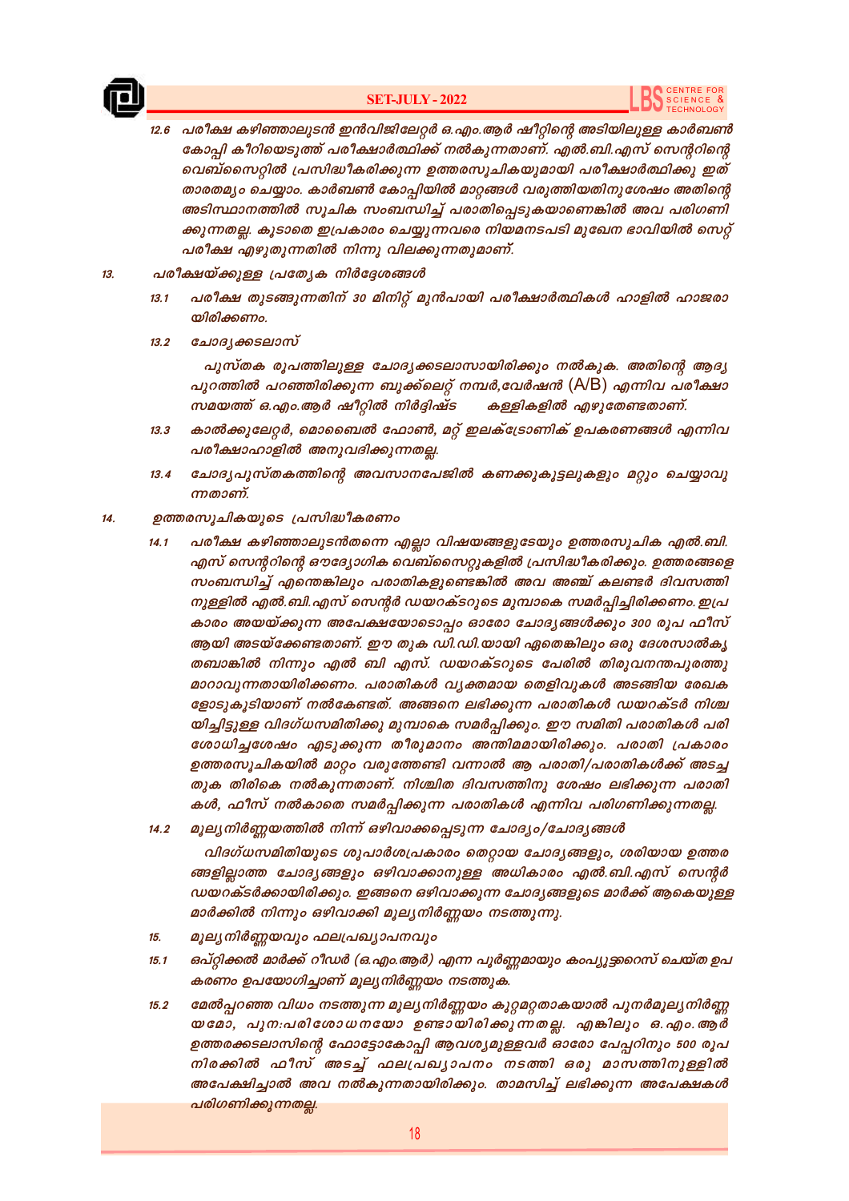12.6 പരീക്ഷ കഴിഞ്ഞാലുടൻ ഇൻവിജിലേറ്റർ ഒ.എം.ആർ ഷീറ്റിന്റെ അടിയിലുള്ള കാർബൺ കോപ്പി കീറിയെടുത്ത് പരീക്ഷാർത്ഥിക്ക് നൽകുന്നതാണ്. എൽ.ബി.എസ് സെന്ററിന്റെ വെബ്സൈറ്റിൽ പ്രസിദ്ധീകരിക്കുന്ന ഉത്തരസൂചികയുമായി പരീക്ഷാർത്ഥിക്കു ഇത് താരതമ്യം ചെയ്യാം. കാർബൺ കോപ്പിയിൽ മാറ്റങ്ങൾ വരുത്തിയതിനുശേഷം അതിന്റെ അടിസ്ഥാനത്തിൽ സൂചിക സംബന്ധിച്ച് പരാതിപ്പെടുകയാണെങ്കിൽ അവ പരിഗണിക്കുന്നതല്ല. കൂടാതെ ഇപ്രകാരം ചെയ്യുന്നവരെ നിയമനടപടി മുഖേന ഭാവിയിൽ സെറ്റ് പരീക്ഷ എഴുതുന്നതിൽ നിന്നു വിലക്കുന്നതുമാണ്.

13. പരീക്ഷയ്ക്കുള്ള പ്രത്യേക നിർദ്ദേശങ്ങൾ

13.1 പരീക്ഷ തുടങ്ങുന്നതിന് 30 മിനിറ്റ് മുൻപായി പരീക്ഷാർത്ഥികൾ ഹാളിൽ ഹാജരായിരിക്കണം.

13.2 ചോദ്യക്കടലാസ്

പുസ്തക രൂപത്തിലുള്ള ചോദ്യക്കടലാസായിരിക്കും നൽകുക. അതിന്റെ ആദ്യ പുറത്തിൽ പറഞ്ഞിരിക്കുന്ന ബുക്ക്ലെറ്റ് നമ്പർ,വേർഷൻ (A/B) എന്നിവ പരീക്ഷാ സമയത്ത് ഒ.എം.ആർ ഷീറ്റിൽ നിർദ്ദിഷ്ട കള്ളികളിൽ എഴുതേണ്ടതാണ്.

13.3 കാൽക്കുലേറ്റർ, മൊബൈൽ ഫോൺ, മറ്റ് ഇലക്ട്രോണിക് ഉപകരണങ്ങൾ എന്നിവ പരീക്ഷാഹാളിൽ അനുവദിക്കുന്നതല്ല.

13.4 ചോദ്യപുസ്തകത്തിന്റെ അവസാനപേജിൽ കണക്കുകൂട്ടലുകളും മറ്റും ചെയ്യാവുന്നതാണ്.

14. ഉത്തരസൂചികയുടെ പ്രസിദ്ധീകരണം

14.1 പരീക്ഷ കഴിഞ്ഞാലുടൻതന്നെ എല്ലാ വിഷയങ്ങളുടേയും ഉത്തരസൂചിക എൽ.ബി.എസ് സെന്ററിന്റെ ഔദ്യോഗിക വെബ്സൈറ്റുകളിൽ പ്രസിദ്ധീകരിക്കും. ഉത്തരങ്ങളെ സംബന്ധിച്ച് എന്തെങ്കിലും പരാതികളുണ്ടെങ്കിൽ അവ അഞ്ച് കലണ്ടർ ദിവസത്തിനുള്ളിൽ എൽ.ബി.എസ് സെന്റർ ഡയറക്ടറുടെ മുമ്പാകെ സമർപ്പിച്ചിരിക്കണം. ഇപ്രകാരം അയയ്ക്കുന്ന അപേക്ഷയോടൊപ്പം ഓരോ ചോദ്യങ്ങൾക്കും 300 രൂപ ഫീസ് ആയി അടയ്ക്കേണ്ടതാണ്. ഈ തുക ഡി.ഡി.യായി ഏതെങ്കിലും ഒരു ദേശസാൽകൃതബാങ്കിൽ നിന്നും എൽ ബി എസ്. ഡയറക്ടറുടെ പേരിൽ തിരുവനന്തപുരത്തു മാറാവുന്നതായിരിക്കണം. പരാതികൾ വ്യക്തമായ തെളിവുകൾ അടങ്ങിയ രേഖകളോടുകൂടിയാണ് നൽകേണ്ടത്. അങ്ങനെ ലഭിക്കുന്ന പരാതികൾ ഡയറക്ടർ നിശ്ചയിച്ചിട്ടുള്ള വിദഗ്ധസമിതിക്കു മുമ്പാകെ സമർപ്പിക്കും. ഈ സമിതി പരാതികൾ പരിശോധിച്ചശേഷം എടുക്കുന്ന തീരുമാനം അന്തിമമായിരിക്കും. പരാതി പ്രകാരം ഉത്തരസൂചികയിൽ മാറ്റം വരുത്തേണ്ടി വന്നാൽ ആ പരാതി/പരാതികൾക്ക് അടച്ച തുക തിരികെ നൽകുന്നതാണ്. നിശ്ചിത ദിവസത്തിനു ശേഷം ലഭിക്കുന്ന പരാതികൾ, ഫീസ് നൽകാതെ സമർപ്പിക്കുന്ന പരാതികൾ എന്നിവ പരിഗണിക്കുന്നതല്ല.

14.2 മൂല്യനിർണ്ണയത്തിൽ നിന്ന് ഒഴിവാക്കപ്പെടുന്ന ചോദ്യം/ചോദ്യങ്ങൾ

വിദഗ്ധസമിതിയുടെ ശുപാർശപ്രകാരം തെറ്റായ ചോദ്യങ്ങളും, ശരിയായ ഉത്തരങ്ങളില്ലാത്ത ചോദ്യങ്ങളും ഒഴിവാക്കാനുള്ള അധികാരം എൽ.ബി.എസ് സെന്റർ ഡയറക്ടർക്കായിരിക്കും. ഇങ്ങനെ ഒഴിവാക്കുന്ന ചോദ്യങ്ങളുടെ മാർക്ക് ആകെയുള്ള മാർക്കിൽ നിന്നും ഒഴിവാക്കി മൂല്യനിർണ്ണയം നടത്തുന്നു.

15. മൂല്യനിർണ്ണയവും ഫലപ്രഖ്യാപനവും

15.1 ഒപ്റ്റിക്കൽ മാർക്ക് റീഡർ (ഒ.എം.ആർ) എന്ന പൂർണ്ണമായും കംപ്യൂട്ടറൈസ് ചെയ്ത ഉപകരണം ഉപയോഗിച്ചാണ് മൂല്യനിർണ്ണയം നടത്തുക.

15.2 മേൽപ്പറഞ്ഞ വിധം നടത്തുന്ന മൂല്യനിർണ്ണയം കുറ്റമറ്റതാകയാൽ പുനർമൂല്യനിർണ്ണയമോ, പുന:പരിശോധനയോ ഉണ്ടായിരിക്കുന്നതല്ല. എങ്കിലും ഒ.എം.ആർ ഉത്തരക്കടലാസിന്റെ ഫോട്ടോകോപ്പി ആവശ്യമുള്ളവർ ഓരോ പേപ്പറിനും 500 രൂപ നിരക്കിൽ ഫീസ് അടച്ച് ഫലപ്രഖ്യാപനം നടത്തി ഒരു മാസത്തിനുള്ളിൽ അപേക്ഷിച്ചാൽ അവ നൽകുന്നതായിരിക്കും. താമസിച്ച് ലഭിക്കുന്ന അപേക്ഷകൾ പരിഗണിക്കുന്നതല്ല.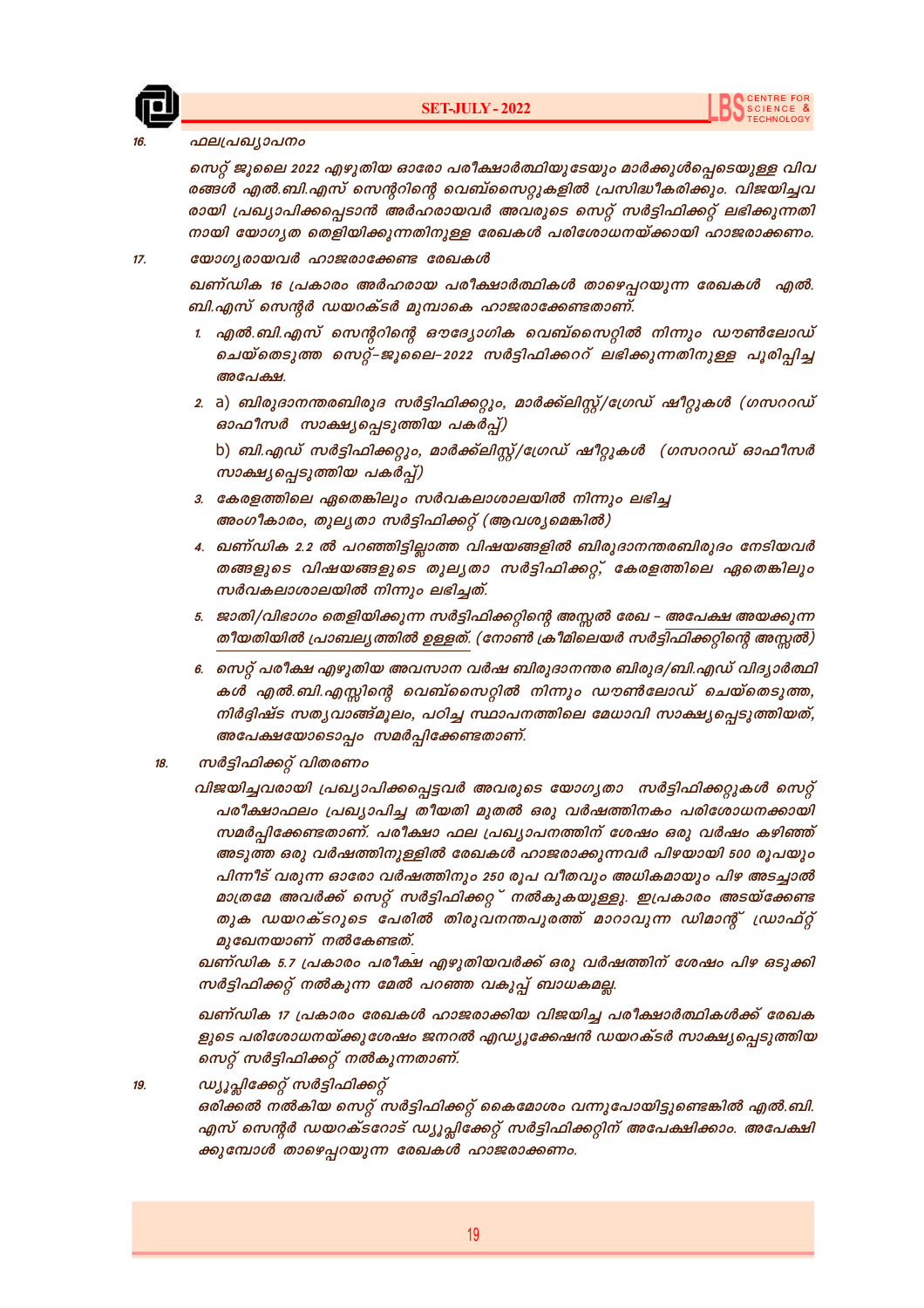16. **ഫലപ്രഖ്യാപനം**

സെറ്റ് ജൂലൈ 2022 എഴുതിയ ഓരോ പരീക്ഷാർത്ഥിയുടേയും മാർക്കുൾപ്പെടെയുള്ള വിവരങ്ങൾ എൽ.ബി.എസ് സെന്ററിന്റെ വെബ്സൈറ്റുകളിൽ പ്രസിദ്ധീകരിക്കും. വിജയിച്ചവരായി പ്രഖ്യാപിക്കപ്പെടാൻ അർഹരായവർ അവരുടെ സെറ്റ് സർട്ടിഫിക്കറ്റ് ലഭിക്കുന്നതിനായി യോഗ്യത തെളിയിക്കുന്നതിനുള്ള രേഖകൾ പരിശോധനയ്ക്കായി ഹാജരാക്കണം.

17. **യോഗ്യരായവർ ഹാജരാക്കേണ്ട രേഖകൾ**

ഖണ്ഡിക 16 പ്രകാരം അർഹരായ പരീക്ഷാർത്ഥികൾ താഴെപ്പറയുന്ന രേഖകൾ എൽ.ബി.എസ് സെന്റർ ഡയറക്ടർ മുമ്പാകെ ഹാജരാക്കേണ്ടതാണ്.

1. എൽ.ബി.എസ് സെന്ററിന്റെ ഔദ്യോഗിക വെബ്സൈറ്റിൽ നിന്നും ഡൗൺലോഡ് ചെയ്തെടുത്ത സെറ്റ്-ജൂലൈ-2022 സർട്ടിഫിക്കററ് ലഭിക്കുന്നതിനുള്ള പൂരിപ്പിച്ച അപേക്ഷ.
2. a) ബിരുദാനന്തരബിരുദ സർട്ടിഫിക്കറ്റും, മാർക്ക്ലിസ്റ്റ്/ഗ്രേഡ് ഷീറ്റുകൾ (ഗസററഡ് ഓഫീസർ സാക്ഷ്യപ്പെടുത്തിയ പകർപ്പ്)

   b) ബി.എഡ് സർട്ടിഫിക്കറ്റും, മാർക്ക്ലിസ്റ്റ്/ഗ്രേഡ് ഷീറ്റുകൾ (ഗസററഡ് ഓഫീസർ സാക്ഷ്യപ്പെടുത്തിയ പകർപ്പ്)
3. കേരളത്തിലെ ഏതെങ്കിലും സർവകലാശാലയിൽ നിന്നും ലഭിച്ച അംഗീകാരം, തുല്യതാ സർട്ടിഫിക്കറ്റ് (ആവശ്യമെങ്കിൽ)
4. ഖണ്ഡിക 2.2 ൽ പറഞ്ഞിട്ടില്ലാത്ത വിഷയങ്ങളിൽ ബിരുദാനന്തരബിരുദം നേടിയവർ തങ്ങളുടെ വിഷയങ്ങളുടെ തുല്യതാ സർട്ടിഫിക്കറ്റ്, കേരളത്തിലെ ഏതെങ്കിലും സർവകലാശാലയിൽ നിന്നും ലഭിച്ചത്.
5. ജാതി/വിഭാഗം തെളിയിക്കുന്ന സർട്ടിഫിക്കറ്റിന്റെ അസ്സൽ രേഖ – അപേക്ഷ അയക്കുന്ന തീയതിയിൽ പ്രാബല്യത്തിൽ ഉള്ളത്. (നോൺ ക്രീമിലെയർ സർട്ടിഫിക്കറ്റിന്റെ അസ്സൽ)
6. സെറ്റ് പരീക്ഷ എഴുതിയ അവസാന വർഷ ബിരുദാനന്തര ബിരുദ/ബി.എഡ് വിദ്യാർത്ഥികൾ എൽ.ബി.എസ്സിന്റെ വെബ്സൈറ്റിൽ നിന്നും ഡൗൺലോഡ് ചെയ്തെടുത്ത, നിർദ്ദിഷ്ട സത്യവാങ്ങ്മൂലം, പഠിച്ച സ്ഥാപനത്തിലെ മേധാവി സാക്ഷ്യപ്പെടുത്തിയത്, അപേക്ഷയോടൊപ്പം സമർപ്പിക്കേണ്ടതാണ്.

18. **സർട്ടിഫിക്കറ്റ് വിതരണം**

വിജയിച്ചവരായി പ്രഖ്യാപിക്കപ്പെട്ടവർ അവരുടെ യോഗ്യതാ സർട്ടിഫിക്കറ്റുകൾ സെറ്റ് പരീക്ഷാഫലം പ്രഖ്യാപിച്ച തീയതി മുതൽ ഒരു വർഷത്തിനകം പരിശോധനക്കായി സമർപ്പിക്കേണ്ടതാണ്. പരീക്ഷാ ഫല പ്രഖ്യാപനത്തിന് ശേഷം ഒരു വർഷം കഴിഞ്ഞ് അടുത്ത ഒരു വർഷത്തിനുള്ളിൽ രേഖകൾ ഹാജരാക്കുന്നവർ പിഴയായി 500 രൂപയും പിന്നീട് വരുന്ന ഓരോ വർഷത്തിനും 250 രൂപ വീതവും അധികമായും പിഴ അടച്ചാൽ മാത്രമേ അവർക്ക് സെറ്റ് സർട്ടിഫിക്കറ്റ് നൽകുകയുള്ളു. ഇപ്രകാരം അടയ്ക്കേണ്ട തുക ഡയറക്ടറുടെ പേരിൽ തിരുവനന്തപുരത്ത് മാറാവുന്ന ഡിമാന്റ് ഡ്രാഫ്റ്റ് മുഖേനയാണ് നൽകേണ്ടത്.

ഖണ്ഡിക 5.7 പ്രകാരം പരീക്ഷ എഴുതിയവർക്ക് ഒരു വർഷത്തിന് ശേഷം പിഴ ഒടുക്കി സർട്ടിഫിക്കറ്റ് നൽകുന്ന മേൽ പറഞ്ഞ വകുപ്പ് ബാധകമല്ല.

ഖണ്ഡിക 17 പ്രകാരം രേഖകൾ ഹാജരാക്കിയ വിജയിച്ച പരീക്ഷാർത്ഥികൾക്ക് രേഖകളുടെ പരിശോധനയ്ക്കുശേഷം ജനറൽ എഡ്യൂക്കേഷൻ ഡയറക്ടർ സാക്ഷ്യപ്പെടുത്തിയ സെറ്റ് സർട്ടിഫിക്കറ്റ് നൽകുന്നതാണ്.

19. **ഡ്യൂപ്ലിക്കേറ്റ് സർട്ടിഫിക്കറ്റ്**

ഒരിക്കൽ നൽകിയ സെറ്റ് സർട്ടിഫിക്കറ്റ് കൈമോശം വന്നുപോയിട്ടുണ്ടെങ്കിൽ എൽ.ബി.എസ് സെന്റർ ഡയറക്ടറോട് ഡ്യൂപ്ലിക്കേറ്റ് സർട്ടിഫിക്കറ്റിന് അപേക്ഷിക്കാം. അപേക്ഷിക്കുമ്പോൾ താഴെപ്പറയുന്ന രേഖകൾ ഹാജരാക്കണം.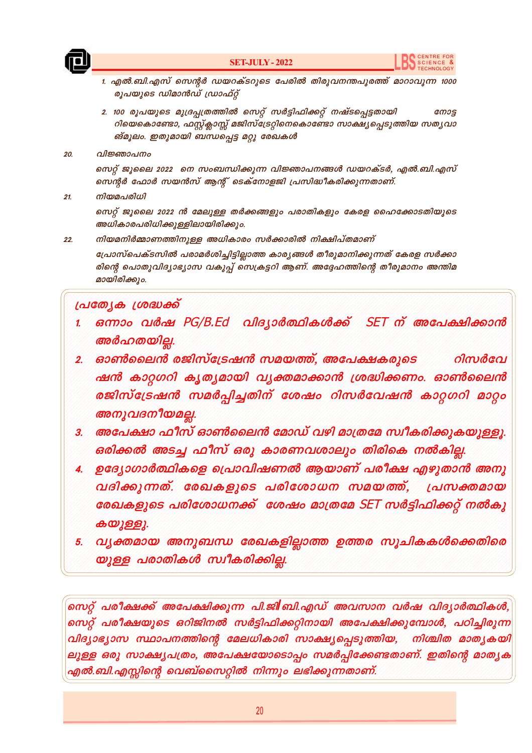1. എൽ.ബി.എസ് സെന്റർ ഡയറക്ടറുടെ പേരിൽ തിരുവനന്തപുരത്ത് മാറാവുന്ന 1000 രൂപയുടെ ഡിമാൻഡ് ഡ്രാഫ്റ്റ്
2. 100 രൂപയുടെ മുദ്രപ്പത്രത്തിൽ സെറ്റ് സർട്ടിഫിക്കറ്റ് നഷ്ടപ്പെട്ടതായി നോട്ടറിയെകൊണ്ടോ, ഫസ്റ്റ്ക്ലാസ്സ് മജിസ്ട്രേറ്റിനെകൊണ്ടോ സാക്ഷ്യപ്പെടുത്തിയ സത്യവാങ്മൂലം. ഇതുമായി ബന്ധപ്പെട്ട മറ്റു രേഖകൾ

20. വിജ്ഞാപനം

സെറ്റ് ജൂലൈ 2022 നെ സംബന്ധിക്കുന്ന വിജ്ഞാപനങ്ങൾ ഡയറക്ടർ, എൽ.ബി.എസ് സെന്റർ ഫോർ സയൻസ് ആന്റ് ടെക്നോളജി പ്രസിദ്ധീകരിക്കുന്നതാണ്.

21. നിയമപരിധി

സെറ്റ് ജൂലൈ 2022 ൻ മേലുള്ള തർക്കങ്ങളും പരാതികളും കേരള ഹൈക്കോടതിയുടെ അധികാരപരിധിക്കുള്ളിലായിരിക്കും.

22. നിയമനിർമ്മാണത്തിനുള്ള അധികാരം സർക്കാരിൽ നിക്ഷിപ്തമാണ്

പ്രോസ്പെക്ടസിൽ പരാമർശിച്ചിട്ടില്ലാത്ത കാര്യങ്ങൾ തീരുമാനിക്കുന്നത് കേരള സർക്കാരിന്റെ പൊതുവിദ്യാഭ്യാസ വകുപ്പ് സെക്രട്ടറി ആണ്. അദ്ദേഹത്തിന്റെ തീരുമാനം അന്തിമമായിരിക്കും.

**പ്രത്യേക ശ്രദ്ധക്ക്**

1. **ഒന്നാം വർഷ PG/B.Ed വിദ്യാർത്ഥികൾക്ക് SET ന് അപേക്ഷിക്കാൻ അർഹതയില്ല.**
2. **ഓൺലൈൻ രജിസ്ട്രേഷൻ സമയത്ത്, അപേക്ഷകരുടെ റിസർവേഷൻ കാറ്റഗറി കൃത്യമായി വ്യക്തമാക്കാൻ ശ്രദ്ധിക്കണം. ഓൺലൈൻ രജിസ്ട്രേഷൻ സമർപ്പിച്ചതിന് ശേഷം റിസർവേഷൻ കാറ്റഗറി മാറ്റം അനുവദനീയമല്ല.**
3. **അപേക്ഷാ ഫീസ് ഓൺലൈൻ മോഡ് വഴി മാത്രമേ സ്വീകരിക്കുകയുള്ളൂ. ഒരിക്കൽ അടച്ച ഫീസ് ഒരു കാരണവശാലും തിരികെ നൽകില്ല.**
4. **ഉദ്യോഗാർത്ഥികളെ പ്രൊവിഷണൽ ആയാണ് പരീക്ഷ എഴുതാൻ അനുവദിക്കുന്നത്. രേഖകളുടെ പരിശോധന സമയത്ത്, പ്രസക്തമായ രേഖകളുടെ പരിശോധനക്ക് ശേഷം മാത്രമേ SET സർട്ടിഫിക്കറ്റ് നൽകുകയുള്ളൂ.**
5. **വ്യക്തമായ അനുബന്ധ രേഖകളില്ലാത്ത ഉത്തര സൂചികകൾക്കെതിരെയുള്ള പരാതികൾ സ്വീകരിക്കില്ല.**

*സെറ്റ് പരീക്ഷക്ക് അപേക്ഷിക്കുന്ന പി.ജി/ബി.എഡ് അവസാന വർഷ വിദ്യാർത്ഥികൾ, സെറ്റ് പരീക്ഷയുടെ ഒറിജിനൽ സർട്ടിഫിക്കറ്റിനായി അപേക്ഷിക്കുമ്പോൾ, പഠിച്ചിരുന്ന വിദ്യാഭ്യാസ സ്ഥാപനത്തിന്റെ മേലധികാരി സാക്ഷ്യപ്പെടുത്തിയ, നിശ്ചിത മാതൃകയിലുള്ള ഒരു സാക്ഷ്യപത്രം, അപേക്ഷയോടൊപ്പം സമർപ്പിക്കേണ്ടതാണ്. ഇതിന്റെ മാതൃക എൽ.ബി.എസ്സിന്റെ വെബ്സൈറ്റിൽ നിന്നും ലഭിക്കുന്നതാണ്.*